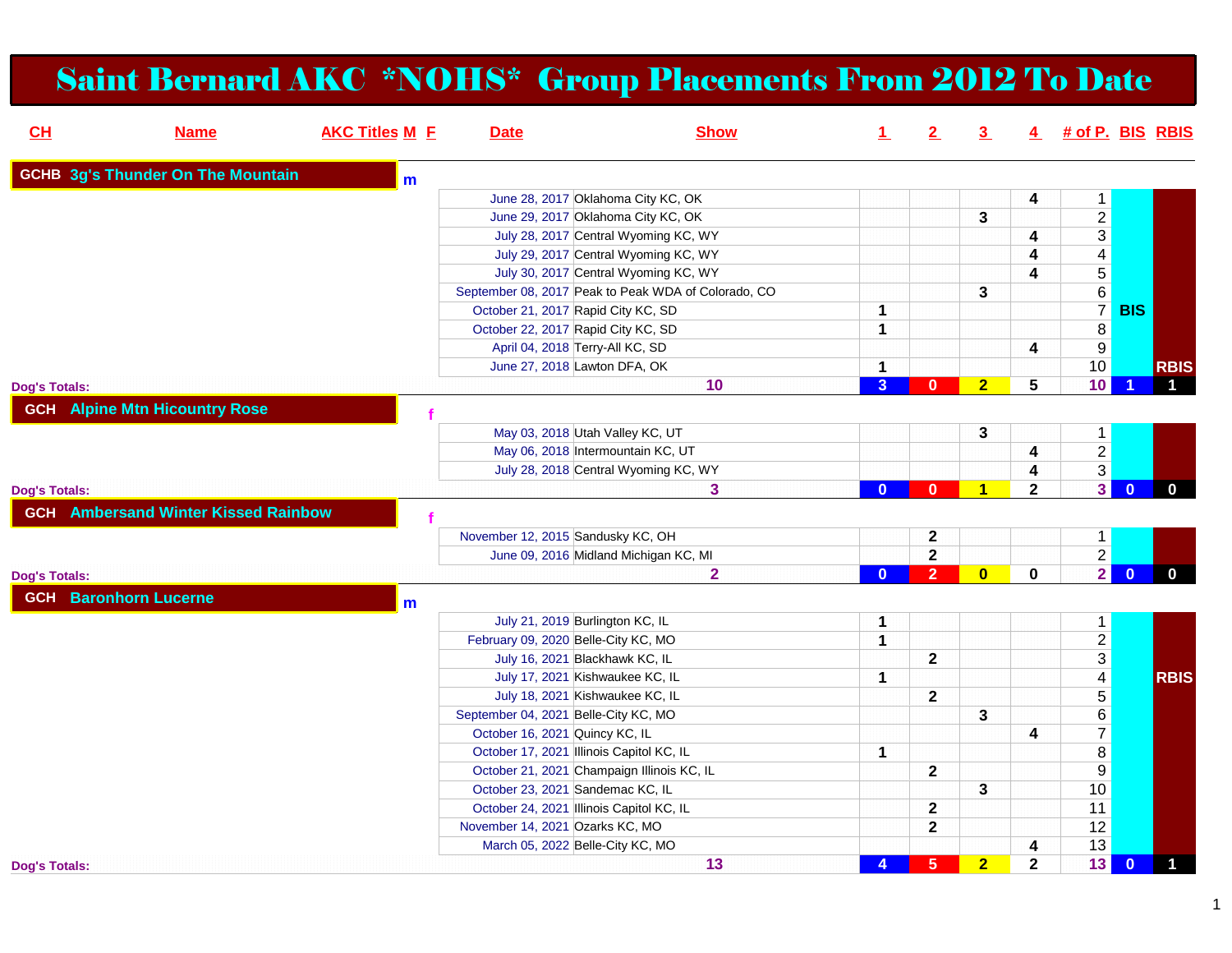# Saint Bernard AKC *NOHS* Group Placements From 2012 To Date

| CH | Name | AKC Titles | M | F | Date | Show | 1 | 2 | 3 | 4 | # of P. | BIS | RBIS |
|---|---|---|---|---|---|---|---|---|---|---|---|---|---|
| GCHB | 3g's Thunder On The Mountain | | m | | | | | | | | | | |
| | | | | | June 28, 2017 | Oklahoma City KC, OK | | | | 4 | 1 | | |
| | | | | | June 29, 2017 | Oklahoma City KC, OK | | | 3 | | 2 | | |
| | | | | | July 28, 2017 | Central Wyoming KC, WY | | | | 4 | 3 | | |
| | | | | | July 29, 2017 | Central Wyoming KC, WY | | | | 4 | 4 | | |
| | | | | | July 30, 2017 | Central Wyoming KC, WY | | | | 4 | 5 | | |
| | | | | | September 08, 2017 | Peak to Peak WDA of Colorado, CO | | | 3 | | 6 | | |
| | | | | | October 21, 2017 | Rapid City KC, SD | 1 | | | | 7 | BIS | |
| | | | | | October 22, 2017 | Rapid City KC, SD | 1 | | | | 8 | | |
| | | | | | April 04, 2018 | Terry-All KC, SD | | | | 4 | 9 | | |
| | | | | | June 27, 2018 | Lawton DFA, OK | 1 | | | | 10 | | RBIS |
| Dog's Totals: | | | | | | 10 | 3 | 0 | 2 | 5 | 10 | 1 | 1 |
| GCH | Alpine Mtn Hicountry Rose | | | f | | | | | | | | | |
| | | | | | May 03, 2018 | Utah Valley KC, UT | | | 3 | | 1 | | |
| | | | | | May 06, 2018 | Intermountain KC, UT | | | | 4 | 2 | | |
| | | | | | July 28, 2018 | Central Wyoming KC, WY | | | | 4 | 3 | | |
| Dog's Totals: | | | | | | 3 | 0 | 0 | 1 | 2 | 3 | 0 | 0 |
| GCH | Ambersand Winter Kissed Rainbow | | | f | | | | | | | | | |
| | | | | | November 12, 2015 | Sandusky KC, OH | | 2 | | | 1 | | |
| | | | | | June 09, 2016 | Midland Michigan KC, MI | | 2 | | | 2 | | |
| Dog's Totals: | | | | | | 2 | 0 | 2 | 0 | 0 | 2 | 0 | 0 |
| GCH | Baronhorn Lucerne | | m | | | | | | | | | | |
| | | | | | July 21, 2019 | Burlington KC, IL | 1 | | | | 1 | | |
| | | | | | February 09, 2020 | Belle-City KC, MO | 1 | | | | 2 | | |
| | | | | | July 16, 2021 | Blackhawk KC, IL | | 2 | | | 3 | | |
| | | | | | July 17, 2021 | Kishwaukee KC, IL | 1 | | | | 4 | | RBIS |
| | | | | | July 18, 2021 | Kishwaukee KC, IL | | 2 | | | 5 | | |
| | | | | | September 04, 2021 | Belle-City KC, MO | | | 3 | | 6 | | |
| | | | | | October 16, 2021 | Quincy KC, IL | | | | 4 | 7 | | |
| | | | | | October 17, 2021 | Illinois Capitol KC, IL | 1 | | | | 8 | | |
| | | | | | October 21, 2021 | Champaign Illinois KC, IL | | 2 | | | 9 | | |
| | | | | | October 23, 2021 | Sandemac KC, IL | | | 3 | | 10 | | |
| | | | | | October 24, 2021 | Illinois Capitol KC, IL | | 2 | | | 11 | | |
| | | | | | November 14, 2021 | Ozarks KC, MO | | 2 | | | 12 | | |
| | | | | | March 05, 2022 | Belle-City KC, MO | | | | 4 | 13 | | |
| Dog's Totals: | | | | | | 13 | 4 | 5 | 2 | 2 | 13 | 0 | 1 |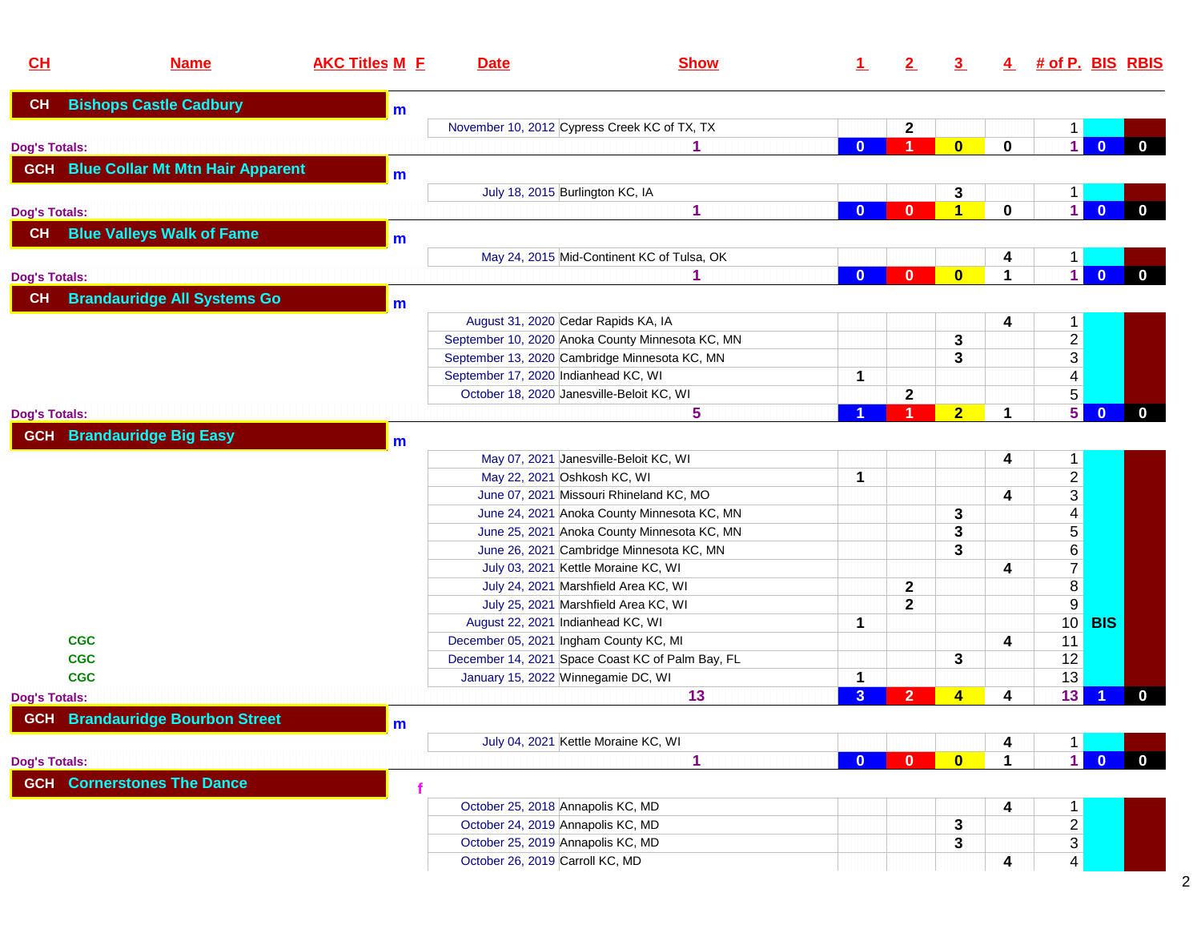| CH | Name | AKC Titles | M | F | Date | Show | 1 | 2 | 3 | 4 | # of P. | BIS | RBIS |
|---|---|---|---|---|---|---|---|---|---|---|---|---|---|
| CH | Bishops Castle Cadbury | | m | | | | | | | | | | |
| | | | | | November 10, 2012 | Cypress Creek KC of TX, TX | | 2 | | | 1 | | |
| Dog's Totals: | | | | | | 1 | 0 | 1 | 0 | 0 | 1 | 0 | 0 |
| GCH | Blue Collar Mt Mtn Hair Apparent | | m | | | | | | | | | | |
| | | | | | July 18, 2015 | Burlington KC, IA | | | 3 | | 1 | | |
| Dog's Totals: | | | | | | 1 | 0 | 0 | 1 | 0 | 1 | 0 | 0 |
| CH | Blue Valleys Walk of Fame | | m | | | | | | | | | | |
| | | | | | May 24, 2015 | Mid-Continent KC of Tulsa, OK | | | | 4 | 1 | | |
| Dog's Totals: | | | | | | 1 | 0 | 0 | 0 | 1 | 1 | 0 | 0 |
| CH | Brandauridge All Systems Go | | m | | | | | | | | | | |
| | | | | | August 31, 2020 | Cedar Rapids KA, IA | | | | 4 | 1 | | |
| | | | | | September 10, 2020 | Anoka County Minnesota KC, MN | | | 3 | | 2 | | |
| | | | | | September 13, 2020 | Cambridge Minnesota KC, MN | | | 3 | | 3 | | |
| | | | | | September 17, 2020 | Indianhead KC, WI | 1 | | | | 4 | | |
| | | | | | October 18, 2020 | Janesville-Beloit KC, WI | | 2 | | | 5 | | |
| Dog's Totals: | | | | | | 5 | 1 | 1 | 2 | 1 | 5 | 0 | 0 |
| GCH | Brandauridge Big Easy | | m | | | | | | | | | | |
| | | | | | May 07, 2021 | Janesville-Beloit KC, WI | | | | 4 | 1 | | |
| | | | | | May 22, 2021 | Oshkosh KC, WI | 1 | | | | 2 | | |
| | | | | | June 07, 2021 | Missouri Rhineland KC, MO | | | | 4 | 3 | | |
| | | | | | June 24, 2021 | Anoka County Minnesota KC, MN | | | 3 | | 4 | | |
| | | | | | June 25, 2021 | Anoka County Minnesota KC, MN | | | 3 | | 5 | | |
| | | | | | June 26, 2021 | Cambridge Minnesota KC, MN | | | 3 | | 6 | | |
| | | | | | July 03, 2021 | Kettle Moraine KC, WI | | | | 4 | 7 | | |
| | | | | | July 24, 2021 | Marshfield Area KC, WI | | 2 | | | 8 | | |
| | | | | | July 25, 2021 | Marshfield Area KC, WI | | 2 | | | 9 | | |
| | | | | | August 22, 2021 | Indianhead KC, WI | 1 | | | | 10 | BIS | |
| | CGC | | | | December 05, 2021 | Ingham County KC, MI | | | | 4 | 11 | | |
| | CGC | | | | December 14, 2021 | Space Coast KC of Palm Bay, FL | | | 3 | | 12 | | |
| | CGC | | | | January 15, 2022 | Winnegamie DC, WI | 1 | | | | 13 | | |
| Dog's Totals: | | | | | | 13 | 3 | 2 | 4 | 4 | 13 | 1 | 0 |
| GCH | Brandauridge Bourbon Street | | m | | | | | | | | | | |
| | | | | | July 04, 2021 | Kettle Moraine KC, WI | | | | 4 | 1 | | |
| Dog's Totals: | | | | | | 1 | 0 | 0 | 0 | 1 | 1 | 0 | 0 |
| GCH | Cornerstones The Dance | | | f | | | | | | | | | |
| | | | | | October 25, 2018 | Annapolis KC, MD | | | | 4 | 1 | | |
| | | | | | October 24, 2019 | Annapolis KC, MD | | | 3 | | 2 | | |
| | | | | | October 25, 2019 | Annapolis KC, MD | | | 3 | | 3 | | |
| | | | | | October 26, 2019 | Carroll KC, MD | | | | 4 | 4 | | |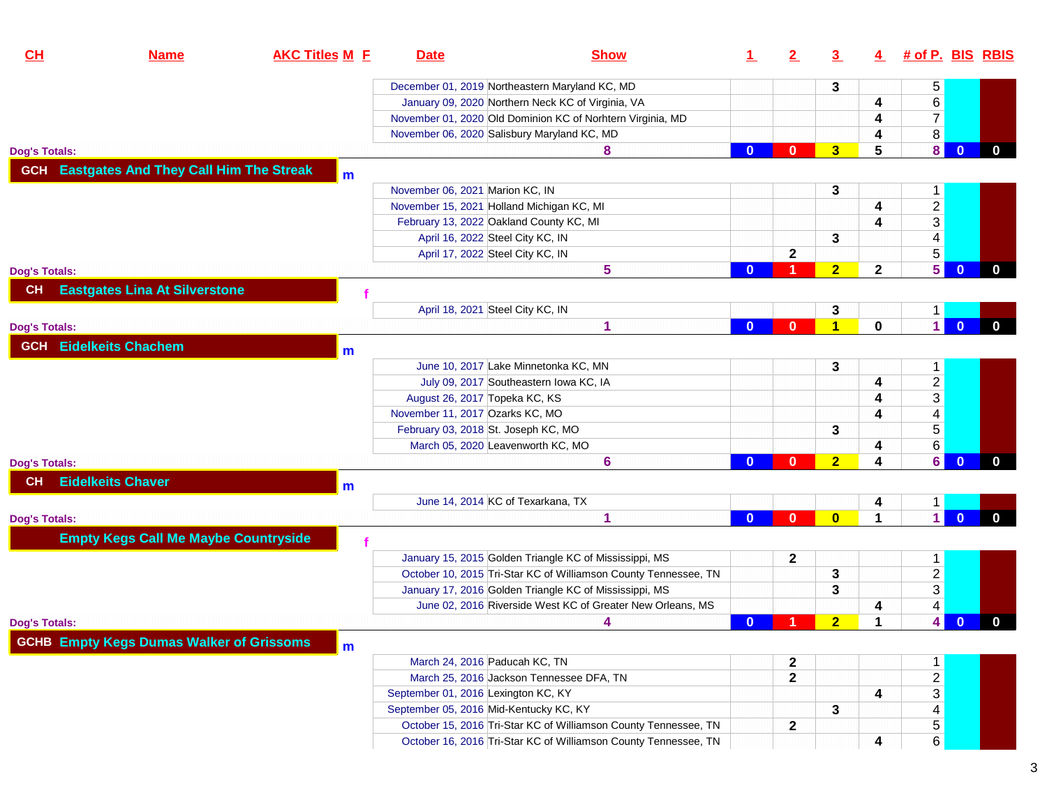| CH | Name | AKC Titles | M | F | Date | Show | 1 | 2 | 3 | 4 | # of P. | BIS | RBIS |
|---|---|---|---|---|---|---|---|---|---|---|---|---|---|
| | | | | | December 01, 2019 | Northeastern Maryland KC, MD | | | 3 | | 5 | | |
| | | | | | January 09, 2020 | Northern Neck KC of Virginia, VA | | | | 4 | 6 | | |
| | | | | | November 01, 2020 | Old Dominion KC of Norhtern Virginia, MD | | | | 4 | 7 | | |
| | | | | | November 06, 2020 | Salisbury Maryland KC, MD | | | | 4 | 8 | | |
| Dog's Totals: | | | | | | 8 | 0 | 0 | 3 | 5 | 8 | 0 | 0 |
| GCH | Eastgates And They Call Him The Streak | | m | | | | | | | | | | |
| | | | | | November 06, 2021 | Marion KC, IN | | | 3 | | 1 | | |
| | | | | | November 15, 2021 | Holland Michigan KC, MI | | | | 4 | 2 | | |
| | | | | | February 13, 2022 | Oakland County KC, MI | | | | 4 | 3 | | |
| | | | | | April 16, 2022 | Steel City KC, IN | | | 3 | | 4 | | |
| | | | | | April 17, 2022 | Steel City KC, IN | | 2 | | | 5 | | |
| Dog's Totals: | | | | | | 5 | 0 | 1 | 2 | 2 | 5 | 0 | 0 |
| CH | Eastgates Lina At Silverstone | | | f | | | | | | | | | |
| | | | | | April 18, 2021 | Steel City KC, IN | | | 3 | | 1 | | |
| Dog's Totals: | | | | | | 1 | 0 | 0 | 1 | 0 | 1 | 0 | 0 |
| GCH | Eidelkeits Chachem | | m | | | | | | | | | | |
| | | | | | June 10, 2017 | Lake Minnetonka KC, MN | | | 3 | | 1 | | |
| | | | | | July 09, 2017 | Southeastern Iowa KC, IA | | | | 4 | 2 | | |
| | | | | | August 26, 2017 | Topeka KC, KS | | | | 4 | 3 | | |
| | | | | | November 11, 2017 | Ozarks KC, MO | | | | 4 | 4 | | |
| | | | | | February 03, 2018 | St. Joseph KC, MO | | | 3 | | 5 | | |
| | | | | | March 05, 2020 | Leavenworth KC, MO | | | | 4 | 6 | | |
| Dog's Totals: | | | | | | 6 | 0 | 0 | 2 | 4 | 6 | 0 | 0 |
| CH | Eidelkeits Chaver | | m | | | | | | | | | | |
| | | | | | June 14, 2014 | KC of Texarkana, TX | | | | 4 | 1 | | |
| Dog's Totals: | | | | | | 1 | 0 | 0 | 0 | 1 | 1 | 0 | 0 |
| | Empty Kegs Call Me Maybe Countryside | | | f | | | | | | | | | |
| | | | | | January 15, 2015 | Golden Triangle KC of Mississippi, MS | | 2 | | | 1 | | |
| | | | | | October 10, 2015 | Tri-Star KC of Williamson County Tennessee, TN | | | 3 | | 2 | | |
| | | | | | January 17, 2016 | Golden Triangle KC of Mississippi, MS | | | 3 | | 3 | | |
| | | | | | June 02, 2016 | Riverside West KC of Greater New Orleans, MS | | | | 4 | 4 | | |
| Dog's Totals: | | | | | | 4 | 0 | 1 | 2 | 1 | 4 | 0 | 0 |
| GCHB | Empty Kegs Dumas Walker of Grissoms | | m | | | | | | | | | | |
| | | | | | March 24, 2016 | Paducah KC, TN | | 2 | | | 1 | | |
| | | | | | March 25, 2016 | Jackson Tennessee DFA, TN | | 2 | | | 2 | | |
| | | | | | September 01, 2016 | Lexington KC, KY | | | | 4 | 3 | | |
| | | | | | September 05, 2016 | Mid-Kentucky KC, KY | | | 3 | | 4 | | |
| | | | | | October 15, 2016 | Tri-Star KC of Williamson County Tennessee, TN | | 2 | | | 5 | | |
| | | | | | October 16, 2016 | Tri-Star KC of Williamson County Tennessee, TN | | | | 4 | 6 | | |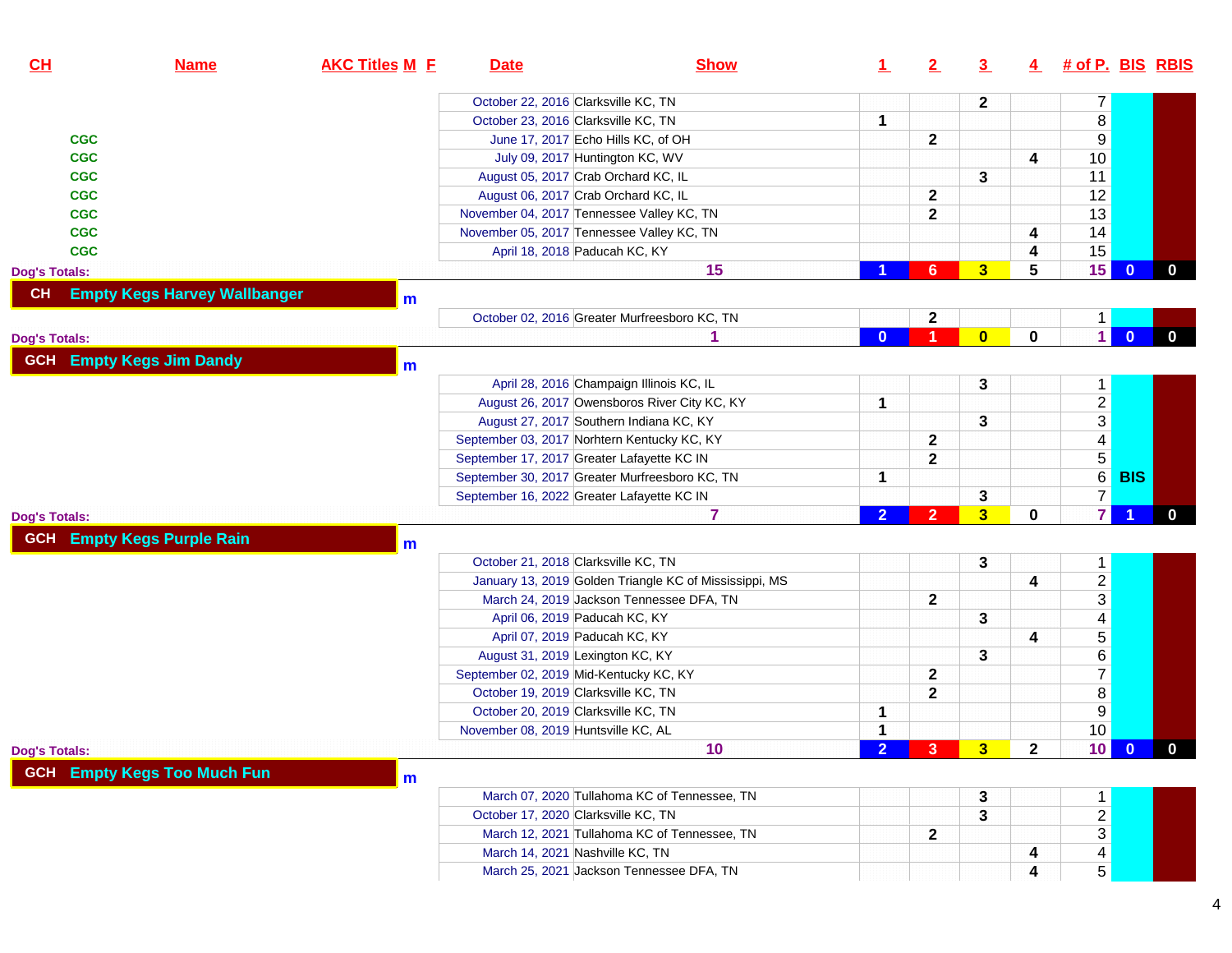| CH | Name | AKC Titles | M | F | Date | Show | 1 | 2 | 3 | 4 | # of P. | BIS | RBIS |
|---|---|---|---|---|---|---|---|---|---|---|---|---|---|
| | | | | | October 22, 2016 | Clarksville KC, TN | | | 2 | | 7 | | |
| | | | | | October 23, 2016 | Clarksville KC, TN | 1 | | | | 8 | | |
| | | CGC | | | June 17, 2017 | Echo Hills KC, of OH | | 2 | | | 9 | | |
| | | CGC | | | July 09, 2017 | Huntington KC, WV | | | | 4 | 10 | | |
| | | CGC | | | August 05, 2017 | Crab Orchard KC, IL | | | 3 | | 11 | | |
| | | CGC | | | August 06, 2017 | Crab Orchard KC, IL | | 2 | | | 12 | | |
| | | CGC | | | November 04, 2017 | Tennessee Valley KC, TN | | 2 | | | 13 | | |
| | | CGC | | | November 05, 2017 | Tennessee Valley KC, TN | | | | 4 | 14 | | |
| | | CGC | | | April 18, 2018 | Paducah KC, KY | | | | 4 | 15 | | |
| **Dog's Totals:** | | | | | | 15 | 1 | 6 | 3 | 5 | 15 | 0 | 0 |
| **CH** | **Empty Kegs Harvey Wallbanger** | | m | | | | | | | | | | |
| | | | | | October 02, 2016 | Greater Murfreesboro KC, TN | | 2 | | | 1 | | |
| **Dog's Totals:** | | | | | | 1 | 0 | 1 | 0 | 0 | 1 | 0 | 0 |
| **GCH** | **Empty Kegs Jim Dandy** | | m | | | | | | | | | | |
| | | | | | April 28, 2016 | Champaign Illinois KC, IL | | | 3 | | 1 | | |
| | | | | | August 26, 2017 | Owensboros River City KC, KY | 1 | | | | 2 | | |
| | | | | | August 27, 2017 | Southern Indiana KC, KY | | | 3 | | 3 | | |
| | | | | | September 03, 2017 | Norhtern Kentucky KC, KY | | 2 | | | 4 | | |
| | | | | | September 17, 2017 | Greater Lafayette KC IN | | 2 | | | 5 | | |
| | | | | | September 30, 2017 | Greater Murfreesboro KC, TN | 1 | | | | 6 | BIS | |
| | | | | | September 16, 2022 | Greater Lafayette KC IN | | | 3 | | 7 | | |
| **Dog's Totals:** | | | | | | 7 | 2 | 2 | 3 | 0 | 7 | 1 | 0 |
| **GCH** | **Empty Kegs Purple Rain** | | m | | | | | | | | | | |
| | | | | | October 21, 2018 | Clarksville KC, TN | | | 3 | | 1 | | |
| | | | | | January 13, 2019 | Golden Triangle KC of Mississippi, MS | | | | 4 | 2 | | |
| | | | | | March 24, 2019 | Jackson Tennessee DFA, TN | | 2 | | | 3 | | |
| | | | | | April 06, 2019 | Paducah KC, KY | | | 3 | | 4 | | |
| | | | | | April 07, 2019 | Paducah KC, KY | | | | 4 | 5 | | |
| | | | | | August 31, 2019 | Lexington KC, KY | | | 3 | | 6 | | |
| | | | | | September 02, 2019 | Mid-Kentucky KC, KY | | 2 | | | 7 | | |
| | | | | | October 19, 2019 | Clarksville KC, TN | | 2 | | | 8 | | |
| | | | | | October 20, 2019 | Clarksville KC, TN | 1 | | | | 9 | | |
| | | | | | November 08, 2019 | Huntsville KC, AL | 1 | | | | 10 | | |
| **Dog's Totals:** | | | | | | 10 | 2 | 3 | 3 | 2 | 10 | 0 | 0 |
| **GCH** | **Empty Kegs Too Much Fun** | | m | | | | | | | | | | |
| | | | | | March 07, 2020 | Tullahoma KC of Tennessee, TN | | | 3 | | 1 | | |
| | | | | | October 17, 2020 | Clarksville KC, TN | | | 3 | | 2 | | |
| | | | | | March 12, 2021 | Tullahoma KC of Tennessee, TN | | 2 | | | 3 | | |
| | | | | | March 14, 2021 | Nashville KC, TN | | | | 4 | 4 | | |
| | | | | | March 25, 2021 | Jackson Tennessee DFA, TN | | | | 4 | 5 | | |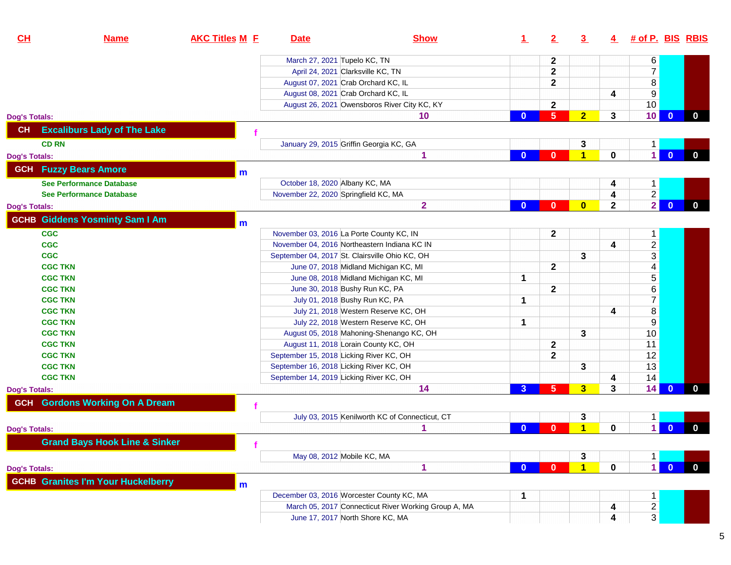| CH | Name | AKC Titles | M | F | Date | Show | 1 | 2 | 3 | 4 | # of P. | BIS | RBIS |
|---|---|---|---|---|---|---|---|---|---|---|---|---|---|
| | | | | | March 27, 2021 | Tupelo KC, TN | | 2 | | | 6 | | |
| | | | | | April 24, 2021 | Clarksville KC, TN | | 2 | | | 7 | | |
| | | | | | August 07, 2021 | Crab Orchard KC, IL | | 2 | | | 8 | | |
| | | | | | August 08, 2021 | Crab Orchard KC, IL | | | | 4 | 9 | | |
| | | | | | August 26, 2021 | Owensboros River City KC, KY | | 2 | | | 10 | | |
| Dog's Totals: | | | | | | 10 | 0 | 5 | 2 | 3 | 10 | 0 | 0 |
| CH | Excaliburs Lady of The Lake | | | f | | | | | | | | | |
| | CD RN | | | | January 29, 2015 | Griffin Georgia KC, GA | | | 3 | | 1 | | |
| Dog's Totals: | | | | | | 1 | 0 | 0 | 1 | 0 | 1 | 0 | 0 |
| GCH | Fuzzy Bears Amore | | m | | | | | | | | | | |
| | See Performance Database | | | | October 18, 2020 | Albany KC, MA | | | | 4 | 1 | | |
| | See Performance Database | | | | November 22, 2020 | Springfield KC, MA | | | | 4 | 2 | | |
| Dog's Totals: | | | | | | 2 | 0 | 0 | 0 | 2 | 2 | 0 | 0 |
| GCHB | Giddens Yosminty Sam I Am | | m | | | | | | | | | | |
| | CGC | | | | November 03, 2016 | La Porte County KC, IN | | 2 | | | 1 | | |
| | CGC | | | | November 04, 2016 | Northeastern Indiana KC IN | | | | 4 | 2 | | |
| | CGC | | | | September 04, 2017 | St. Clairsville Ohio KC, OH | | | 3 | | 3 | | |
| | CGC TKN | | | | June 07, 2018 | Midland Michigan KC, MI | | 2 | | | 4 | | |
| | CGC TKN | | | | June 08, 2018 | Midland Michigan KC, MI | 1 | | | | 5 | | |
| | CGC TKN | | | | June 30, 2018 | Bushy Run KC, PA | | 2 | | | 6 | | |
| | CGC TKN | | | | July 01, 2018 | Bushy Run KC, PA | 1 | | | | 7 | | |
| | CGC TKN | | | | July 21, 2018 | Western Reserve KC, OH | | | | 4 | 8 | | |
| | CGC TKN | | | | July 22, 2018 | Western Reserve KC, OH | 1 | | | | 9 | | |
| | CGC TKN | | | | August 05, 2018 | Mahoning-Shenango KC, OH | | | 3 | | 10 | | |
| | CGC TKN | | | | August 11, 2018 | Lorain County KC, OH | | 2 | | | 11 | | |
| | CGC TKN | | | | September 15, 2018 | Licking River KC, OH | | 2 | | | 12 | | |
| | CGC TKN | | | | September 16, 2018 | Licking River KC, OH | | | 3 | | 13 | | |
| | CGC TKN | | | | September 14, 2019 | Licking River KC, OH | | | | 4 | 14 | | |
| Dog's Totals: | | | | | | 14 | 3 | 5 | 3 | 3 | 14 | 0 | 0 |
| GCH | Gordons Working On A Dream | | | f | | | | | | | | | |
| | | | | | July 03, 2015 | Kenilworth KC of Connecticut, CT | | | 3 | | 1 | | |
| Dog's Totals: | | | | | | 1 | 0 | 0 | 1 | 0 | 1 | 0 | 0 |
| | Grand Bays Hook Line & Sinker | | | f | | | | | | | | | |
| | | | | | May 08, 2012 | Mobile KC, MA | | | 3 | | 1 | | |
| Dog's Totals: | | | | | | 1 | 0 | 0 | 1 | 0 | 1 | 0 | 0 |
| GCHB | Granites I'm Your Huckelberry | | m | | | | | | | | | | |
| | | | | | December 03, 2016 | Worcester County KC, MA | 1 | | | | 1 | | |
| | | | | | March 05, 2017 | Connecticut River Working Group A, MA | | | | 4 | 2 | | |
| | | | | | June 17, 2017 | North Shore KC, MA | | | | 4 | 3 | | |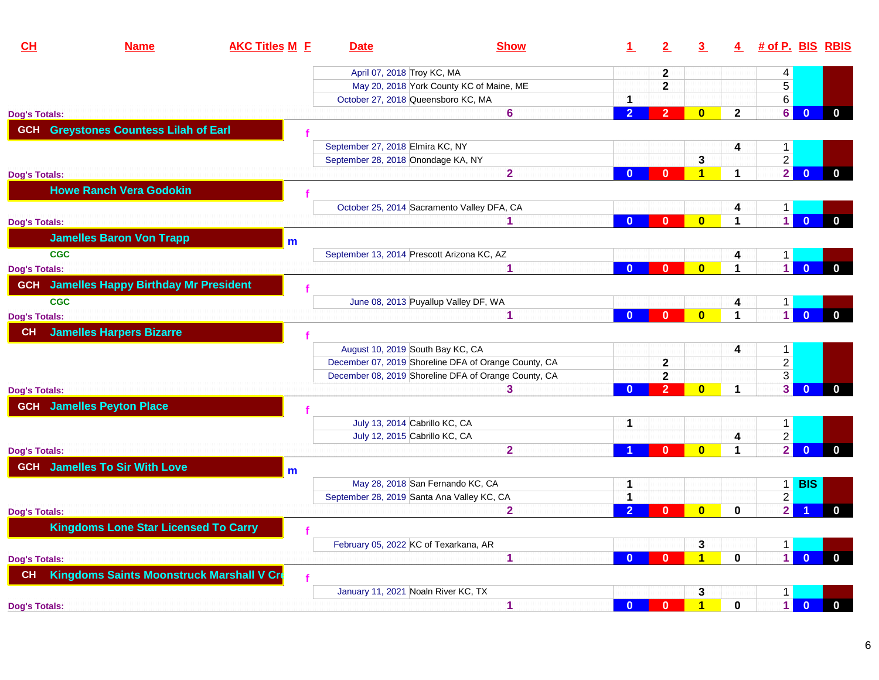| CH | Name | AKC Titles | M | F | Date | Show | 1 | 2 | 3 | 4 | # of P. | BIS | RBIS |
|---|---|---|---|---|---|---|---|---|---|---|---|---|---|
| | | | | | April 07, 2018 | Troy KC, MA | | 2 | | | 4 | | |
| | | | | | May 20, 2018 | York County KC of Maine, ME | | 2 | | | 5 | | |
| | | | | | October 27, 2018 | Queensboro KC, MA | 1 | | | | 6 | | |
| Dog's Totals: | | | | | | 6 | 2 | 2 | 0 | 2 | 6 | 0 | 0 |
| GCH | Greystones Countess Lilah of Earl | | | f | | | | | | | | | |
| | | | | | September 27, 2018 | Elmira KC, NY | | | | 4 | 1 | | |
| | | | | | September 28, 2018 | Onondage KA, NY | | | 3 | | 2 | | |
| Dog's Totals: | | | | | | 2 | 0 | 0 | 1 | 1 | 2 | 0 | 0 |
| | Howe Ranch Vera Godokin | | | f | | | | | | | | | |
| | | | | | October 25, 2014 | Sacramento Valley DFA, CA | | | | 4 | 1 | | |
| Dog's Totals: | | | | | | 1 | 0 | 0 | 0 | 1 | 1 | 0 | 0 |
| | Jamelles Baron Von Trapp | CGC | m | | | | | | | | | | |
| | | | | | September 13, 2014 | Prescott Arizona KC, AZ | | | | 4 | 1 | | |
| Dog's Totals: | | | | | | 1 | 0 | 0 | 0 | 1 | 1 | 0 | 0 |
| GCH | Jamelles Happy Birthday Mr President | CGC | | f | | | | | | | | | |
| | | | | | June 08, 2013 | Puyallup Valley DF, WA | | | | 4 | 1 | | |
| Dog's Totals: | | | | | | 1 | 0 | 0 | 0 | 1 | 1 | 0 | 0 |
| CH | Jamelles Harpers Bizarre | | | f | | | | | | | | | |
| | | | | | August 10, 2019 | South Bay KC, CA | | | | 4 | 1 | | |
| | | | | | December 07, 2019 | Shoreline DFA of Orange County, CA | | 2 | | | 2 | | |
| | | | | | December 08, 2019 | Shoreline DFA of Orange County, CA | | 2 | | | 3 | | |
| Dog's Totals: | | | | | | 3 | 0 | 2 | 0 | 1 | 3 | 0 | 0 |
| GCH | Jamelles Peyton Place | | | f | | | | | | | | | |
| | | | | | July 13, 2014 | Cabrillo KC, CA | 1 | | | | 1 | | |
| | | | | | July 12, 2015 | Cabrillo KC, CA | | | | 4 | 2 | | |
| Dog's Totals: | | | | | | 2 | 1 | 0 | 0 | 1 | 2 | 0 | 0 |
| GCH | Jamelles To Sir With Love | | m | | | | | | | | | | |
| | | | | | May 28, 2018 | San Fernando KC, CA | 1 | | | | 1 | BIS | |
| | | | | | September 28, 2019 | Santa Ana Valley KC, CA | 1 | | | | 2 | | |
| Dog's Totals: | | | | | | 2 | 2 | 0 | 0 | 0 | 2 | 1 | 0 |
| | Kingdoms Lone Star Licensed To Carry | | | f | | | | | | | | | |
| | | | | | February 05, 2022 | KC of Texarkana, AR | | | 3 | | 1 | | |
| Dog's Totals: | | | | | | 1 | 0 | 0 | 1 | 0 | 1 | 0 | 0 |
| CH | Kingdoms Saints Moonstruck Marshall V Cr | | | f | | | | | | | | | |
| | | | | | January 11, 2021 | Noaln River KC, TX | | | 3 | | 1 | | |
| Dog's Totals: | | | | | | 1 | 0 | 0 | 1 | 0 | 1 | 0 | 0 |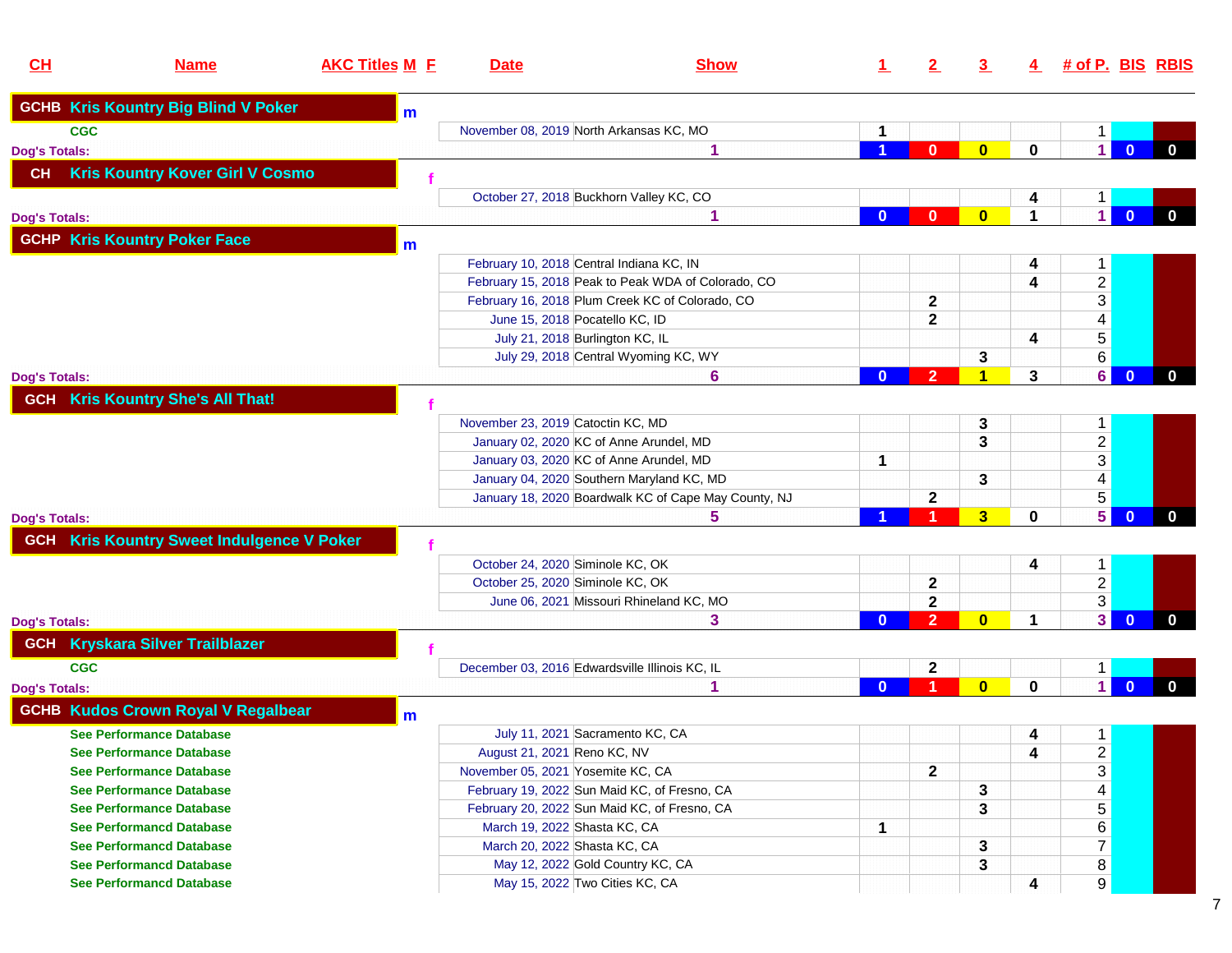| CH | Name | AKC Titles | M | F | Date | Show | 1 | 2 | 3 | 4 | # of P. | BIS | RBIS |
|---|---|---|---|---|---|---|---|---|---|---|---|---|---|
| GCHB | Kris Kountry Big Blind V Poker | | m | | | | | | | | | | |
| | CGC | | | | November 08, 2019 | North Arkansas KC, MO | 1 | | | | 1 | | |
| Dog's Totals: | | | | | | 1 | 1 | 0 | 0 | 0 | 1 | 0 | 0 |
| CH | Kris Kountry Kover Girl V Cosmo | | | f | | | | | | | | | |
| | | | | | October 27, 2018 | Buckhorn Valley KC, CO | | | | 4 | 1 | | |
| Dog's Totals: | | | | | | 1 | 0 | 0 | 0 | 1 | 1 | 0 | 0 |
| GCHP | Kris Kountry Poker Face | | m | | | | | | | | | | |
| | | | | | February 10, 2018 | Central Indiana KC, IN | | | | 4 | 1 | | |
| | | | | | February 15, 2018 | Peak to Peak WDA of Colorado, CO | | | | 4 | 2 | | |
| | | | | | February 16, 2018 | Plum Creek KC of Colorado, CO | | 2 | | | 3 | | |
| | | | | | June 15, 2018 | Pocatello KC, ID | | 2 | | | 4 | | |
| | | | | | July 21, 2018 | Burlington KC, IL | | | | 4 | 5 | | |
| | | | | | July 29, 2018 | Central Wyoming KC, WY | | | 3 | | 6 | | |
| Dog's Totals: | | | | | | 6 | 0 | 2 | 1 | 3 | 6 | 0 | 0 |
| GCH | Kris Kountry She's All That! | | | f | | | | | | | | | |
| | | | | | November 23, 2019 | Catoctin KC, MD | | | 3 | | 1 | | |
| | | | | | January 02, 2020 | KC of Anne Arundel, MD | | | 3 | | 2 | | |
| | | | | | January 03, 2020 | KC of Anne Arundel, MD | 1 | | | | 3 | | |
| | | | | | January 04, 2020 | Southern Maryland KC, MD | | | 3 | | 4 | | |
| | | | | | January 18, 2020 | Boardwalk KC of Cape May County, NJ | | 2 | | | 5 | | |
| Dog's Totals: | | | | | | 5 | 1 | 1 | 3 | 0 | 5 | 0 | 0 |
| GCH | Kris Kountry Sweet Indulgence V Poker | | | f | | | | | | | | | |
| | | | | | October 24, 2020 | Siminole KC, OK | | | | 4 | 1 | | |
| | | | | | October 25, 2020 | Siminole KC, OK | | 2 | | | 2 | | |
| | | | | | June 06, 2021 | Missouri Rhineland KC, MO | | 2 | | | 3 | | |
| Dog's Totals: | | | | | | 3 | 0 | 2 | 0 | 1 | 3 | 0 | 0 |
| GCH | Kryskara Silver Trailblazer | | | f | | | | | | | | | |
| | CGC | | | | December 03, 2016 | Edwardsville Illinois KC, IL | | 2 | | | 1 | | |
| Dog's Totals: | | | | | | 1 | 0 | 1 | 0 | 0 | 1 | 0 | 0 |
| GCHB | Kudos Crown Royal V Regalbear | | m | | | | | | | | | | |
| | See Performance Database | | | | July 11, 2021 | Sacramento KC, CA | | | | 4 | 1 | | |
| | See Performance Database | | | | August 21, 2021 | Reno KC, NV | | | | 4 | 2 | | |
| | See Performance Database | | | | November 05, 2021 | Yosemite KC, CA | | 2 | | | 3 | | |
| | See Performance Database | | | | February 19, 2022 | Sun Maid KC, of Fresno, CA | | | 3 | | 4 | | |
| | See Performance Database | | | | February 20, 2022 | Sun Maid KC, of Fresno, CA | | | 3 | | 5 | | |
| | See Performancd Database | | | | March 19, 2022 | Shasta KC, CA | 1 | | | | 6 | | |
| | See Performancd Database | | | | March 20, 2022 | Shasta KC, CA | | | 3 | | 7 | | |
| | See Performancd Database | | | | May 12, 2022 | Gold Country KC, CA | | | 3 | | 8 | | |
| | See Performancd Database | | | | May 15, 2022 | Two Cities KC, CA | | | | 4 | 9 | | |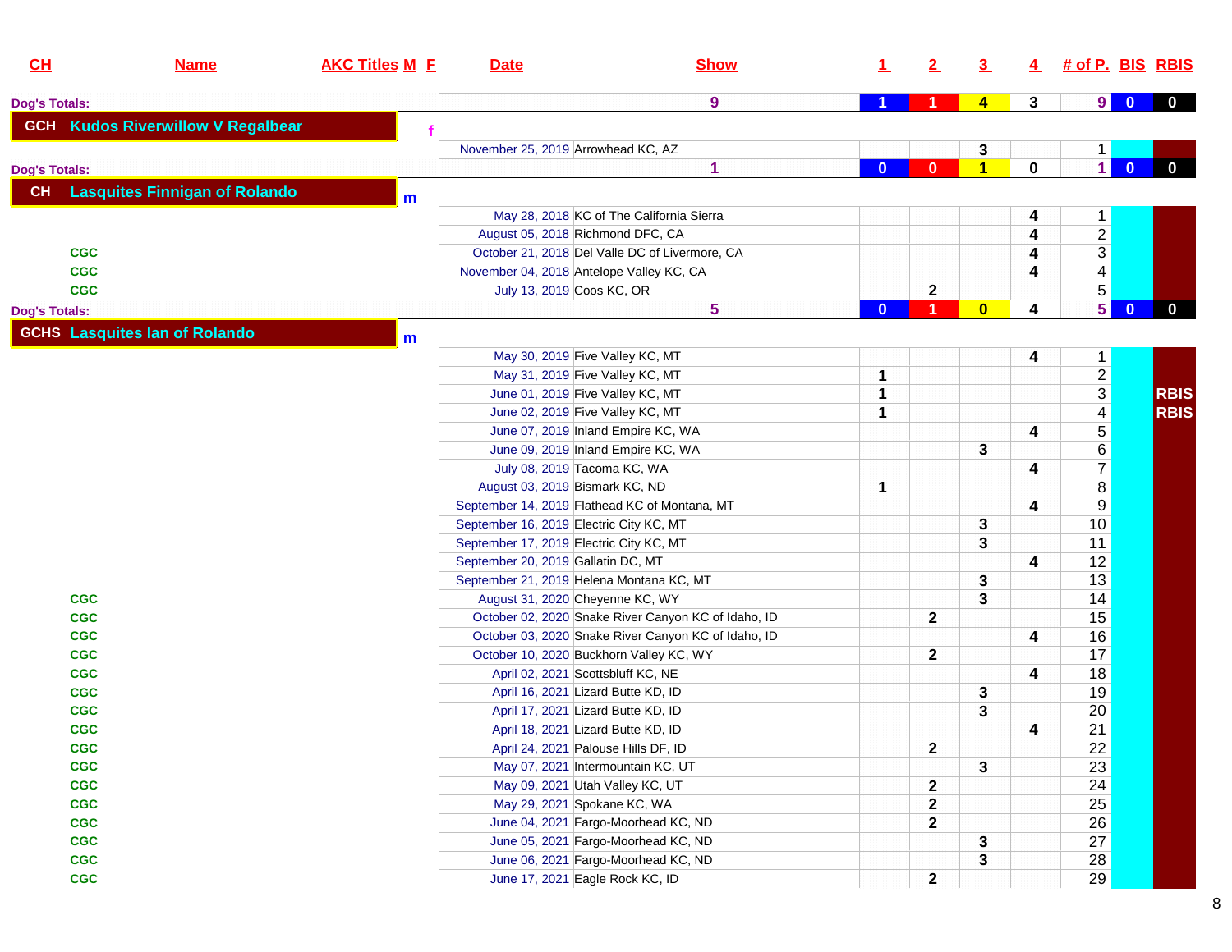| CH | Name | AKC Titles | M | F | Date | Show | 1 | 2 | 3 | 4 | # of P. | BIS | RBIS |
|---|---|---|---|---|---|---|---|---|---|---|---|---|---|
| Dog's Totals: | | | | | | 9 | 1 | 1 | 4 | 3 | 9 | 0 | 0 |
| GCH | Kudos Riverwillow V Regalbear | | | f | | | | | | | | | |
| | | | | | November 25, 2019 | Arrowhead KC, AZ | | | 3 | | 1 | | |
| Dog's Totals: | | | | | | 1 | 0 | 0 | 1 | 0 | 1 | 0 | 0 |
| CH | Lasquites Finnigan of Rolando | | m | | | | | | | | | | |
| | | | | | May 28, 2018 | KC of The California Sierra | | | | 4 | 1 | | |
| | | | | | August 05, 2018 | Richmond DFC, CA | | | | 4 | 2 | | |
| | | CGC | | | October 21, 2018 | Del Valle DC of Livermore, CA | | | | 4 | 3 | | |
| | | CGC | | | November 04, 2018 | Antelope Valley KC, CA | | | | 4 | 4 | | |
| | | CGC | | | July 13, 2019 | Coos KC, OR | | 2 | | | 5 | | |
| Dog's Totals: | | | | | | 5 | 0 | 1 | 0 | 4 | 5 | 0 | 0 |
| GCHS | Lasquites Ian of Rolando | | m | | | | | | | | | | |
| | | | | | May 30, 2019 | Five Valley KC, MT | | | | 4 | 1 | | |
| | | | | | May 31, 2019 | Five Valley KC, MT | 1 | | | | 2 | | |
| | | | | | June 01, 2019 | Five Valley KC, MT | 1 | | | | 3 | | RBIS |
| | | | | | June 02, 2019 | Five Valley KC, MT | 1 | | | | 4 | | RBIS |
| | | | | | June 07, 2019 | Inland Empire KC, WA | | | | 4 | 5 | | |
| | | | | | June 09, 2019 | Inland Empire KC, WA | | | 3 | | 6 | | |
| | | | | | July 08, 2019 | Tacoma KC, WA | | | | 4 | 7 | | |
| | | | | | August 03, 2019 | Bismark KC, ND | 1 | | | | 8 | | |
| | | | | | September 14, 2019 | Flathead KC of Montana, MT | | | | 4 | 9 | | |
| | | | | | September 16, 2019 | Electric City KC, MT | | | 3 | | 10 | | |
| | | | | | September 17, 2019 | Electric City KC, MT | | | 3 | | 11 | | |
| | | | | | September 20, 2019 | Gallatin DC, MT | | | | 4 | 12 | | |
| | | | | | September 21, 2019 | Helena Montana KC, MT | | | 3 | | 13 | | |
| | | CGC | | | August 31, 2020 | Cheyenne KC, WY | | | 3 | | 14 | | |
| | | CGC | | | October 02, 2020 | Snake River Canyon KC of Idaho, ID | | 2 | | | 15 | | |
| | | CGC | | | October 03, 2020 | Snake River Canyon KC of Idaho, ID | | | | 4 | 16 | | |
| | | CGC | | | October 10, 2020 | Buckhorn Valley KC, WY | | 2 | | | 17 | | |
| | | CGC | | | April 02, 2021 | Scottsbluff KC, NE | | | | 4 | 18 | | |
| | | CGC | | | April 16, 2021 | Lizard Butte KD, ID | | | 3 | | 19 | | |
| | | CGC | | | April 17, 2021 | Lizard Butte KD, ID | | | 3 | | 20 | | |
| | | CGC | | | April 18, 2021 | Lizard Butte KD, ID | | | | 4 | 21 | | |
| | | CGC | | | April 24, 2021 | Palouse Hills DF, ID | | 2 | | | 22 | | |
| | | CGC | | | May 07, 2021 | Intermountain KC, UT | | | 3 | | 23 | | |
| | | CGC | | | May 09, 2021 | Utah Valley KC, UT | | 2 | | | 24 | | |
| | | CGC | | | May 29, 2021 | Spokane KC, WA | | 2 | | | 25 | | |
| | | CGC | | | June 04, 2021 | Fargo-Moorhead KC, ND | | 2 | | | 26 | | |
| | | CGC | | | June 05, 2021 | Fargo-Moorhead KC, ND | | | 3 | | 27 | | |
| | | CGC | | | June 06, 2021 | Fargo-Moorhead KC, ND | | | 3 | | 28 | | |
| | | CGC | | | June 17, 2021 | Eagle Rock KC, ID | | 2 | | | 29 | | |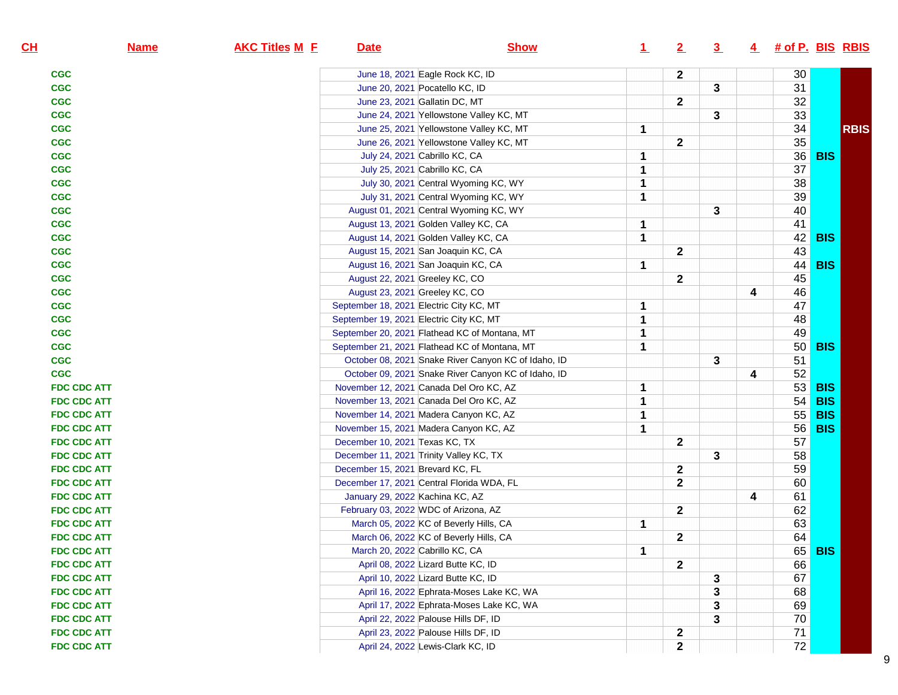| CH | Name | AKC Titles | M | F | Date | Show | 1 | 2 | 3 | 4 | # of P. | BIS | RBIS |
|---|---|---|---|---|---|---|---|---|---|---|---|---|---|
| CGC | | | | | June 18, 2021 | Eagle Rock KC, ID | | 2 | | | 30 | | |
| CGC | | | | | June 20, 2021 | Pocatello KC, ID | | | 3 | | 31 | | |
| CGC | | | | | June 23, 2021 | Gallatin DC, MT | | 2 | | | 32 | | |
| CGC | | | | | June 24, 2021 | Yellowstone Valley KC, MT | | | 3 | | 33 | | |
| CGC | | | | | June 25, 2021 | Yellowstone Valley KC, MT | 1 | | | | 34 | | RBIS |
| CGC | | | | | June 26, 2021 | Yellowstone Valley KC, MT | | 2 | | | 35 | | |
| CGC | | | | | July 24, 2021 | Cabrillo KC, CA | 1 | | | | 36 | BIS | |
| CGC | | | | | July 25, 2021 | Cabrillo KC, CA | 1 | | | | 37 | | |
| CGC | | | | | July 30, 2021 | Central Wyoming KC, WY | 1 | | | | 38 | | |
| CGC | | | | | July 31, 2021 | Central Wyoming KC, WY | 1 | | | | 39 | | |
| CGC | | | | | August 01, 2021 | Central Wyoming KC, WY | | | 3 | | 40 | | |
| CGC | | | | | August 13, 2021 | Golden Valley KC, CA | 1 | | | | 41 | | |
| CGC | | | | | August 14, 2021 | Golden Valley KC, CA | 1 | | | | 42 | BIS | |
| CGC | | | | | August 15, 2021 | San Joaquin KC, CA | | 2 | | | 43 | | |
| CGC | | | | | August 16, 2021 | San Joaquin KC, CA | 1 | | | | 44 | BIS | |
| CGC | | | | | August 22, 2021 | Greeley KC, CO | | 2 | | | 45 | | |
| CGC | | | | | August 23, 2021 | Greeley KC, CO | | | | 4 | 46 | | |
| CGC | | | | | September 18, 2021 | Electric City KC, MT | 1 | | | | 47 | | |
| CGC | | | | | September 19, 2021 | Electric City KC, MT | 1 | | | | 48 | | |
| CGC | | | | | September 20, 2021 | Flathead KC of Montana, MT | 1 | | | | 49 | | |
| CGC | | | | | September 21, 2021 | Flathead KC of Montana, MT | 1 | | | | 50 | BIS | |
| CGC | | | | | October 08, 2021 | Snake River Canyon KC of Idaho, ID | | | 3 | | 51 | | |
| CGC | | | | | October 09, 2021 | Snake River Canyon KC of Idaho, ID | | | | 4 | 52 | | |
| FDC CDC ATT | | | | | November 12, 2021 | Canada Del Oro KC, AZ | 1 | | | | 53 | BIS | |
| FDC CDC ATT | | | | | November 13, 2021 | Canada Del Oro KC, AZ | 1 | | | | 54 | BIS | |
| FDC CDC ATT | | | | | November 14, 2021 | Madera Canyon KC, AZ | 1 | | | | 55 | BIS | |
| FDC CDC ATT | | | | | November 15, 2021 | Madera Canyon KC, AZ | 1 | | | | 56 | BIS | |
| FDC CDC ATT | | | | | December 10, 2021 | Texas KC, TX | | 2 | | | 57 | | |
| FDC CDC ATT | | | | | December 11, 2021 | Trinity Valley KC, TX | | | 3 | | 58 | | |
| FDC CDC ATT | | | | | December 15, 2021 | Brevard KC, FL | | 2 | | | 59 | | |
| FDC CDC ATT | | | | | December 17, 2021 | Central Florida WDA, FL | | 2 | | | 60 | | |
| FDC CDC ATT | | | | | January 29, 2022 | Kachina KC, AZ | | | | 4 | 61 | | |
| FDC CDC ATT | | | | | February 03, 2022 | WDC of Arizona, AZ | | 2 | | | 62 | | |
| FDC CDC ATT | | | | | March 05, 2022 | KC of Beverly Hills, CA | 1 | | | | 63 | | |
| FDC CDC ATT | | | | | March 06, 2022 | KC of Beverly Hills, CA | | 2 | | | 64 | | |
| FDC CDC ATT | | | | | March 20, 2022 | Cabrillo KC, CA | 1 | | | | 65 | BIS | |
| FDC CDC ATT | | | | | April 08, 2022 | Lizard Butte KC, ID | | 2 | | | 66 | | |
| FDC CDC ATT | | | | | April 10, 2022 | Lizard Butte KC, ID | | | 3 | | 67 | | |
| FDC CDC ATT | | | | | April 16, 2022 | Ephrata-Moses Lake KC, WA | | | 3 | | 68 | | |
| FDC CDC ATT | | | | | April 17, 2022 | Ephrata-Moses Lake KC, WA | | | 3 | | 69 | | |
| FDC CDC ATT | | | | | April 22, 2022 | Palouse Hills DF, ID | | | 3 | | 70 | | |
| FDC CDC ATT | | | | | April 23, 2022 | Palouse Hills DF, ID | | 2 | | | 71 | | |
| FDC CDC ATT | | | | | April 24, 2022 | Lewis-Clark KC, ID | | 2 | | | 72 | | |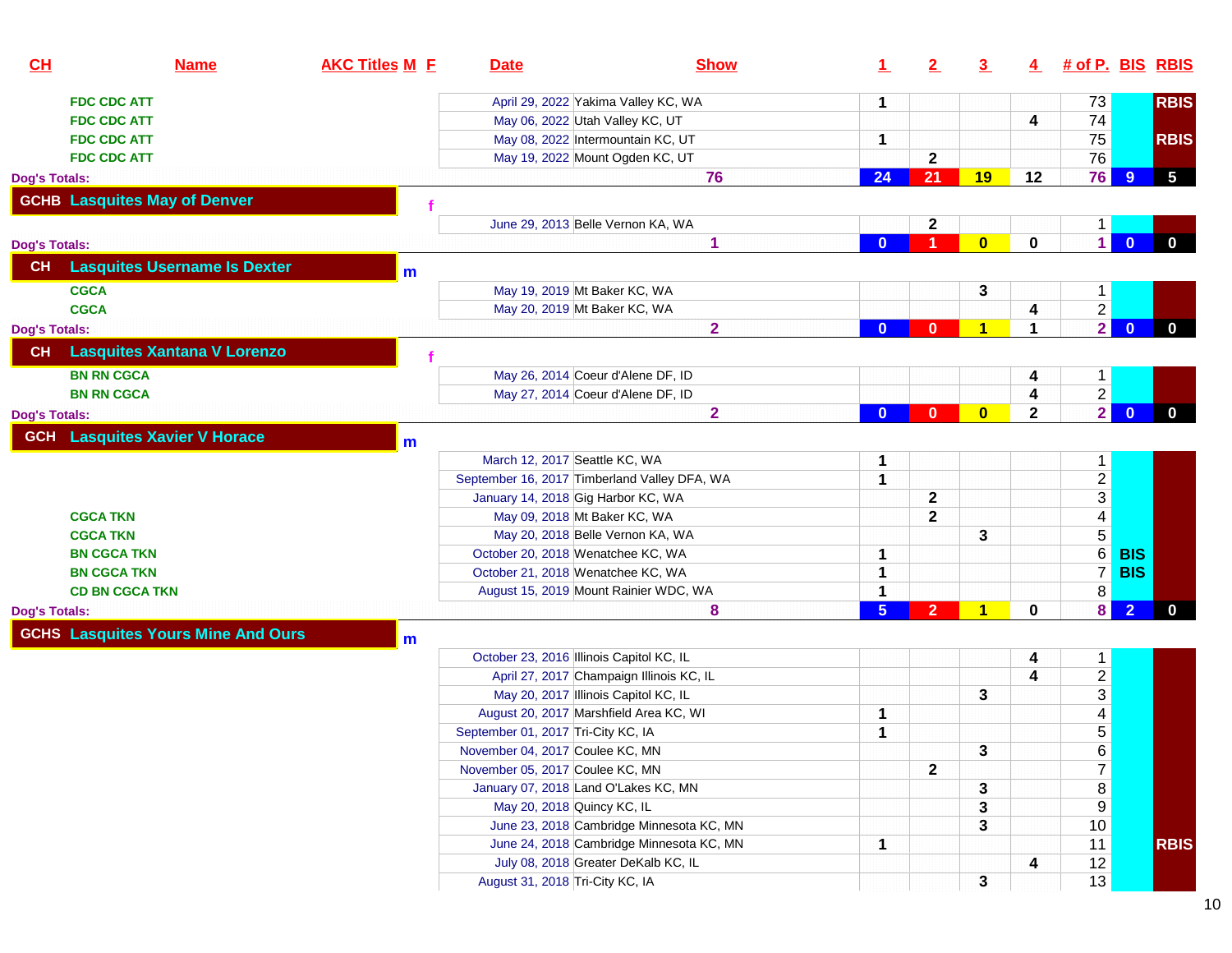| CH | Name | AKC Titles | M | F | Date | Show | 1 | 2 | 3 | 4 | # of P. | BIS | RBIS |
|---|---|---|---|---|---|---|---|---|---|---|---|---|---|
| | FDC CDC ATT | | | | April 29, 2022 | Yakima Valley KC, WA | 1 | | | | 73 | | RBIS |
| | FDC CDC ATT | | | | May 06, 2022 | Utah Valley KC, UT | | | | 4 | 74 | | |
| | FDC CDC ATT | | | | May 08, 2022 | Intermountain KC, UT | 1 | | | | 75 | | RBIS |
| | FDC CDC ATT | | | | May 19, 2022 | Mount Ogden KC, UT | | 2 | | | 76 | | |
| Dog's Totals: | | | | | | 76 | 24 | 21 | 19 | 12 | 76 | 9 | 5 |
| GCHB | Lasquites May of Denver | | | f | | | | | | | | | |
| | | | | | June 29, 2013 | Belle Vernon KA, WA | | 2 | | | 1 | | |
| Dog's Totals: | | | | | | 1 | 0 | 1 | 0 | 0 | 1 | 0 | 0 |
| CH | Lasquites Username Is Dexter | | m | | | | | | | | | | |
| | CGCA | | | | May 19, 2019 | Mt Baker KC, WA | | | 3 | | 1 | | |
| | CGCA | | | | May 20, 2019 | Mt Baker KC, WA | | | | 4 | 2 | | |
| Dog's Totals: | | | | | | 2 | 0 | 0 | 1 | 1 | 2 | 0 | 0 |
| CH | Lasquites Xantana V Lorenzo | | | f | | | | | | | | | |
| | BN RN CGCA | | | | May 26, 2014 | Coeur d'Alene DF, ID | | | | 4 | 1 | | |
| | BN RN CGCA | | | | May 27, 2014 | Coeur d'Alene DF, ID | | | | 4 | 2 | | |
| Dog's Totals: | | | | | | 2 | 0 | 0 | 0 | 2 | 2 | 0 | 0 |
| GCH | Lasquites Xavier V Horace | | m | | | | | | | | | | |
| | | | | | March 12, 2017 | Seattle KC, WA | 1 | | | | 1 | | |
| | | | | | September 16, 2017 | Timberland Valley DFA, WA | 1 | | | | 2 | | |
| | | | | | January 14, 2018 | Gig Harbor KC, WA | | 2 | | | 3 | | |
| | CGCA TKN | | | | May 09, 2018 | Mt Baker KC, WA | | 2 | | | 4 | | |
| | CGCA TKN | | | | May 20, 2018 | Belle Vernon KA, WA | | | 3 | | 5 | | |
| | BN CGCA TKN | | | | October 20, 2018 | Wenatchee KC, WA | 1 | | | | 6 | BIS | |
| | BN CGCA TKN | | | | October 21, 2018 | Wenatchee KC, WA | 1 | | | | 7 | BIS | |
| | CD BN CGCA TKN | | | | August 15, 2019 | Mount Rainier WDC, WA | 1 | | | | 8 | | |
| Dog's Totals: | | | | | | 8 | 5 | 2 | 1 | 0 | 8 | 2 | 0 |
| GCHS | Lasquites Yours Mine And Ours | | m | | | | | | | | | | |
| | | | | | October 23, 2016 | Illinois Capitol KC, IL | | | | 4 | 1 | | |
| | | | | | April 27, 2017 | Champaign Illinois KC, IL | | | | 4 | 2 | | |
| | | | | | May 20, 2017 | Illinois Capitol KC, IL | | | 3 | | 3 | | |
| | | | | | August 20, 2017 | Marshfield Area KC, WI | 1 | | | | 4 | | |
| | | | | | September 01, 2017 | Tri-City KC, IA | 1 | | | | 5 | | |
| | | | | | November 04, 2017 | Coulee KC, MN | | | 3 | | 6 | | |
| | | | | | November 05, 2017 | Coulee KC, MN | | 2 | | | 7 | | |
| | | | | | January 07, 2018 | Land O'Lakes KC, MN | | | 3 | | 8 | | |
| | | | | | May 20, 2018 | Quincy KC, IL | | | 3 | | 9 | | |
| | | | | | June 23, 2018 | Cambridge Minnesota KC, MN | | | 3 | | 10 | | |
| | | | | | June 24, 2018 | Cambridge Minnesota KC, MN | 1 | | | | 11 | | RBIS |
| | | | | | July 08, 2018 | Greater DeKalb KC, IL | | | | 4 | 12 | | |
| | | | | | August 31, 2018 | Tri-City KC, IA | | | 3 | | 13 | | |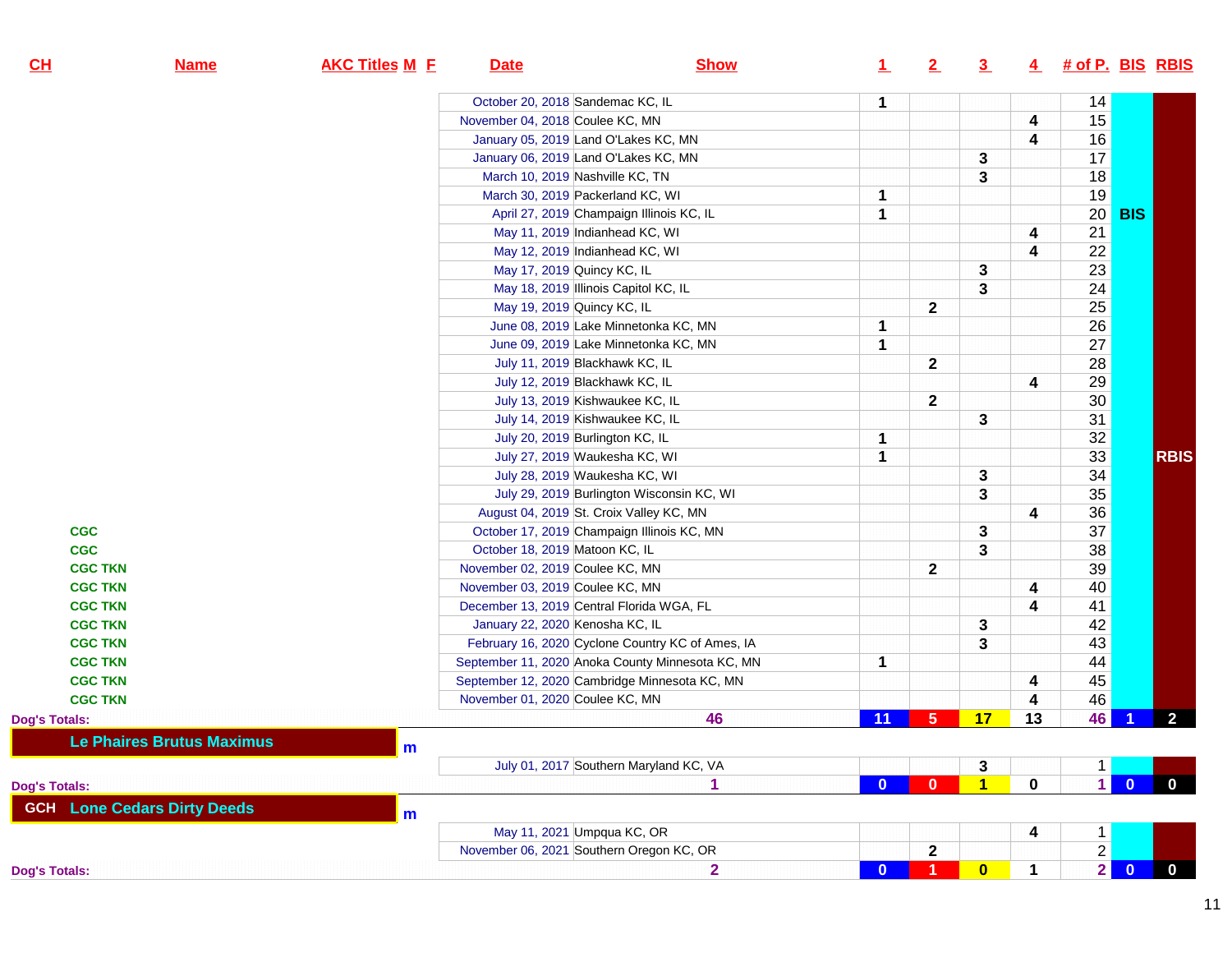| CH | Name | AKC Titles | M | F | Date | Show | 1 | 2 | 3 | 4 | # of P. | BIS | RBIS |
|---|---|---|---|---|---|---|---|---|---|---|---|---|---|
| | | | | | October 20, 2018 | Sandemac KC, IL | 1 | | | | 14 | | |
| | | | | | November 04, 2018 | Coulee KC, MN | | | | 4 | 15 | | |
| | | | | | January 05, 2019 | Land O'Lakes KC, MN | | | | 4 | 16 | | |
| | | | | | January 06, 2019 | Land O'Lakes KC, MN | | | 3 | | 17 | | |
| | | | | | March 10, 2019 | Nashville KC, TN | | | 3 | | 18 | | |
| | | | | | March 30, 2019 | Packerland KC, WI | 1 | | | | 19 | | |
| | | | | | April 27, 2019 | Champaign Illinois KC, IL | 1 | | | | 20 | BIS | |
| | | | | | May 11, 2019 | Indianhead KC, WI | | | | 4 | 21 | | |
| | | | | | May 12, 2019 | Indianhead KC, WI | | | | 4 | 22 | | |
| | | | | | May 17, 2019 | Quincy KC, IL | | | 3 | | 23 | | |
| | | | | | May 18, 2019 | Illinois Capitol KC, IL | | | 3 | | 24 | | |
| | | | | | May 19, 2019 | Quincy KC, IL | | 2 | | | 25 | | |
| | | | | | June 08, 2019 | Lake Minnetonka KC, MN | 1 | | | | 26 | | |
| | | | | | June 09, 2019 | Lake Minnetonka KC, MN | 1 | | | | 27 | | |
| | | | | | July 11, 2019 | Blackhawk KC, IL | | 2 | | | 28 | | |
| | | | | | July 12, 2019 | Blackhawk KC, IL | | | | 4 | 29 | | |
| | | | | | July 13, 2019 | Kishwaukee KC, IL | | 2 | | | 30 | | |
| | | | | | July 14, 2019 | Kishwaukee KC, IL | | | 3 | | 31 | | |
| | | | | | July 20, 2019 | Burlington KC, IL | 1 | | | | 32 | | |
| | | | | | July 27, 2019 | Waukesha KC, WI | 1 | | | | 33 | | RBIS |
| | | | | | July 28, 2019 | Waukesha KC, WI | | | 3 | | 34 | | |
| | | | | | July 29, 2019 | Burlington Wisconsin KC, WI | | | 3 | | 35 | | |
| | | | | | August 04, 2019 | St. Croix Valley KC, MN | | | | 4 | 36 | | |
| | CGC | | | | October 17, 2019 | Champaign Illinois KC, MN | | | 3 | | 37 | | |
| | CGC | | | | October 18, 2019 | Matoon KC, IL | | | 3 | | 38 | | |
| | CGC TKN | | | | November 02, 2019 | Coulee KC, MN | | 2 | | | 39 | | |
| | CGC TKN | | | | November 03, 2019 | Coulee KC, MN | | | | 4 | 40 | | |
| | CGC TKN | | | | December 13, 2019 | Central Florida WGA, FL | | | | 4 | 41 | | |
| | CGC TKN | | | | January 22, 2020 | Kenosha KC, IL | | | 3 | | 42 | | |
| | CGC TKN | | | | February 16, 2020 | Cyclone Country KC of Ames, IA | | | 3 | | 43 | | |
| | CGC TKN | | | | September 11, 2020 | Anoka County Minnesota KC, MN | 1 | | | | 44 | | |
| | CGC TKN | | | | September 12, 2020 | Cambridge Minnesota KC, MN | | | | 4 | 45 | | |
| | CGC TKN | | | | November 01, 2020 | Coulee KC, MN | | | | 4 | 46 | | |
| Dog's Totals: | | | | | | 46 | 11 | 5 | 17 | 13 | 46 | 1 | 2 |
| | Le Phaires Brutus Maximus | | m | | | | | | | | | | |
| | | | | | July 01, 2017 | Southern Maryland KC, VA | | | 3 | | 1 | | |
| Dog's Totals: | | | | | | 1 | 0 | 0 | 1 | 0 | 1 | 0 | 0 |
| GCH | Lone Cedars Dirty Deeds | | m | | | | | | | | | | |
| | | | | | May 11, 2021 | Umpqua KC, OR | | | | 4 | 1 | | |
| | | | | | November 06, 2021 | Southern Oregon KC, OR | | 2 | | | 2 | | |
| Dog's Totals: | | | | | | 2 | 0 | 1 | 0 | 1 | 2 | 0 | 0 |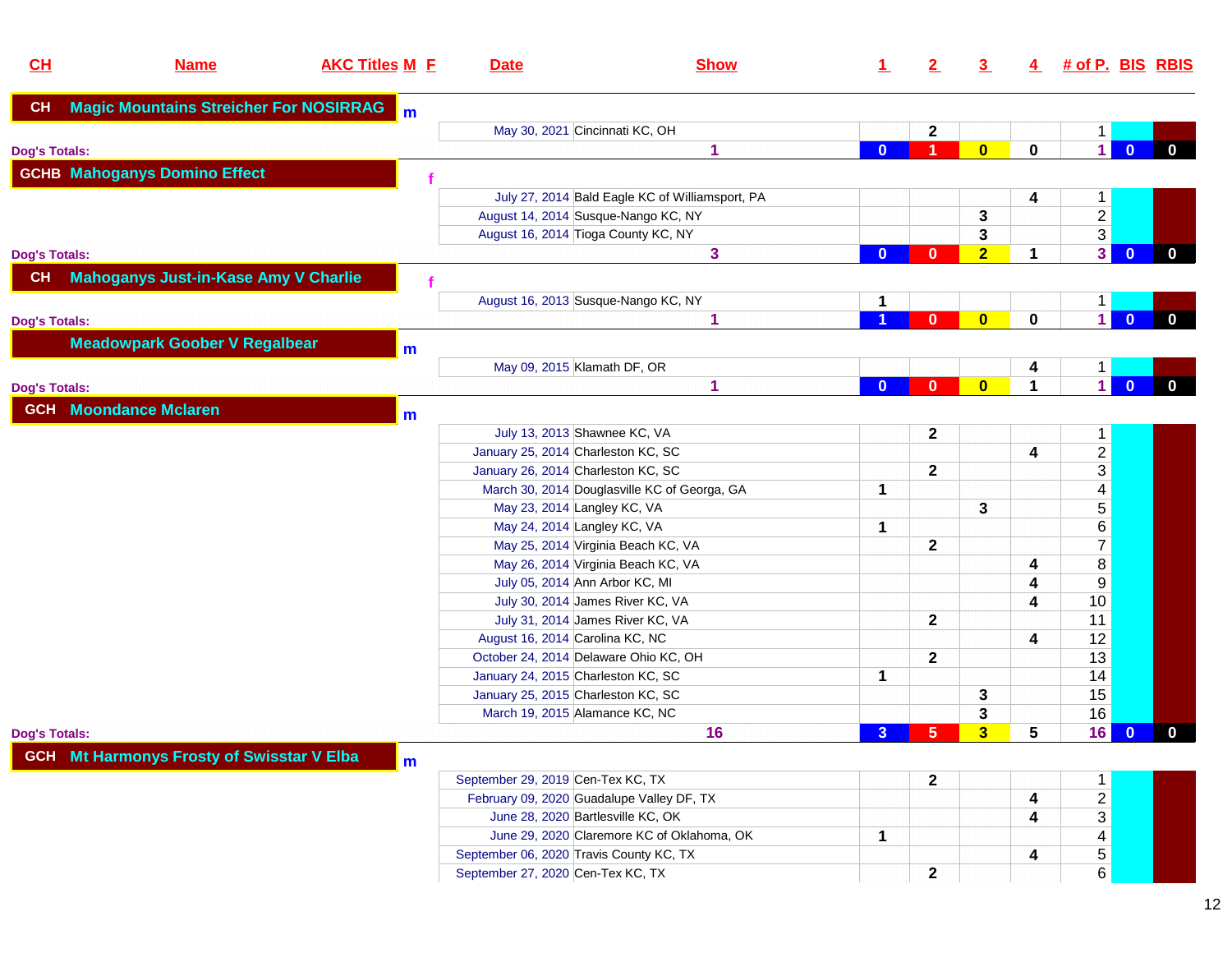| CH | Name | AKC Titles | M | F | Date | Show | 1 | 2 | 3 | 4 | # of P. | BIS | RBIS |
|---|---|---|---|---|---|---|---|---|---|---|---|---|---|
| CH | Magic Mountains Streicher For NOSIRRAG | | m | | | | | | | | | | |
| | | | | | May 30, 2021 | Cincinnati KC, OH | | 2 | | | 1 | | |
| Dog's Totals: | | | | | | 1 | 0 | 1 | 0 | 0 | 1 | 0 | 0 |
| GCHB | Mahoganys Domino Effect | | | f | | | | | | | | | |
| | | | | | July 27, 2014 | Bald Eagle KC of Williamsport, PA | | | | 4 | 1 | | |
| | | | | | August 14, 2014 | Susque-Nango KC, NY | | | 3 | | 2 | | |
| | | | | | August 16, 2014 | Tioga County KC, NY | | | 3 | | 3 | | |
| Dog's Totals: | | | | | | 3 | 0 | 0 | 2 | 1 | 3 | 0 | 0 |
| CH | Mahoganys Just-in-Kase Amy V Charlie | | | f | | | | | | | | | |
| | | | | | August 16, 2013 | Susque-Nango KC, NY | 1 | | | | 1 | | |
| Dog's Totals: | | | | | | 1 | 1 | 0 | 0 | 0 | 1 | 0 | 0 |
| | Meadowpark Goober V Regalbear | | m | | | | | | | | | | |
| | | | | | May 09, 2015 | Klamath DF, OR | | | | 4 | 1 | | |
| Dog's Totals: | | | | | | 1 | 0 | 0 | 0 | 1 | 1 | 0 | 0 |
| GCH | Moondance Mclaren | | m | | | | | | | | | | |
| | | | | | July 13, 2013 | Shawnee KC, VA | | 2 | | | 1 | | |
| | | | | | January 25, 2014 | Charleston KC, SC | | | | 4 | 2 | | |
| | | | | | January 26, 2014 | Charleston KC, SC | | 2 | | | 3 | | |
| | | | | | March 30, 2014 | Douglasville KC of Georga, GA | 1 | | | | 4 | | |
| | | | | | May 23, 2014 | Langley KC, VA | | | 3 | | 5 | | |
| | | | | | May 24, 2014 | Langley KC, VA | 1 | | | | 6 | | |
| | | | | | May 25, 2014 | Virginia Beach KC, VA | | 2 | | | 7 | | |
| | | | | | May 26, 2014 | Virginia Beach KC, VA | | | | 4 | 8 | | |
| | | | | | July 05, 2014 | Ann Arbor KC, MI | | | | 4 | 9 | | |
| | | | | | July 30, 2014 | James River KC, VA | | | | 4 | 10 | | |
| | | | | | July 31, 2014 | James River KC, VA | | 2 | | | 11 | | |
| | | | | | August 16, 2014 | Carolina KC, NC | | | | 4 | 12 | | |
| | | | | | October 24, 2014 | Delaware Ohio KC, OH | | 2 | | | 13 | | |
| | | | | | January 24, 2015 | Charleston KC, SC | 1 | | | | 14 | | |
| | | | | | January 25, 2015 | Charleston KC, SC | | | 3 | | 15 | | |
| | | | | | March 19, 2015 | Alamance KC, NC | | | 3 | | 16 | | |
| Dog's Totals: | | | | | | 16 | 3 | 5 | 3 | 5 | 16 | 0 | 0 |
| GCH | Mt Harmonys Frosty of Swisstar V Elba | | m | | | | | | | | | | |
| | | | | | September 29, 2019 | Cen-Tex KC, TX | | 2 | | | 1 | | |
| | | | | | February 09, 2020 | Guadalupe Valley DF, TX | | | | 4 | 2 | | |
| | | | | | June 28, 2020 | Bartlesville KC, OK | | | | 4 | 3 | | |
| | | | | | June 29, 2020 | Claremore KC of Oklahoma, OK | 1 | | | | 4 | | |
| | | | | | September 06, 2020 | Travis County KC, TX | | | | 4 | 5 | | |
| | | | | | September 27, 2020 | Cen-Tex KC, TX | | 2 | | | 6 | | |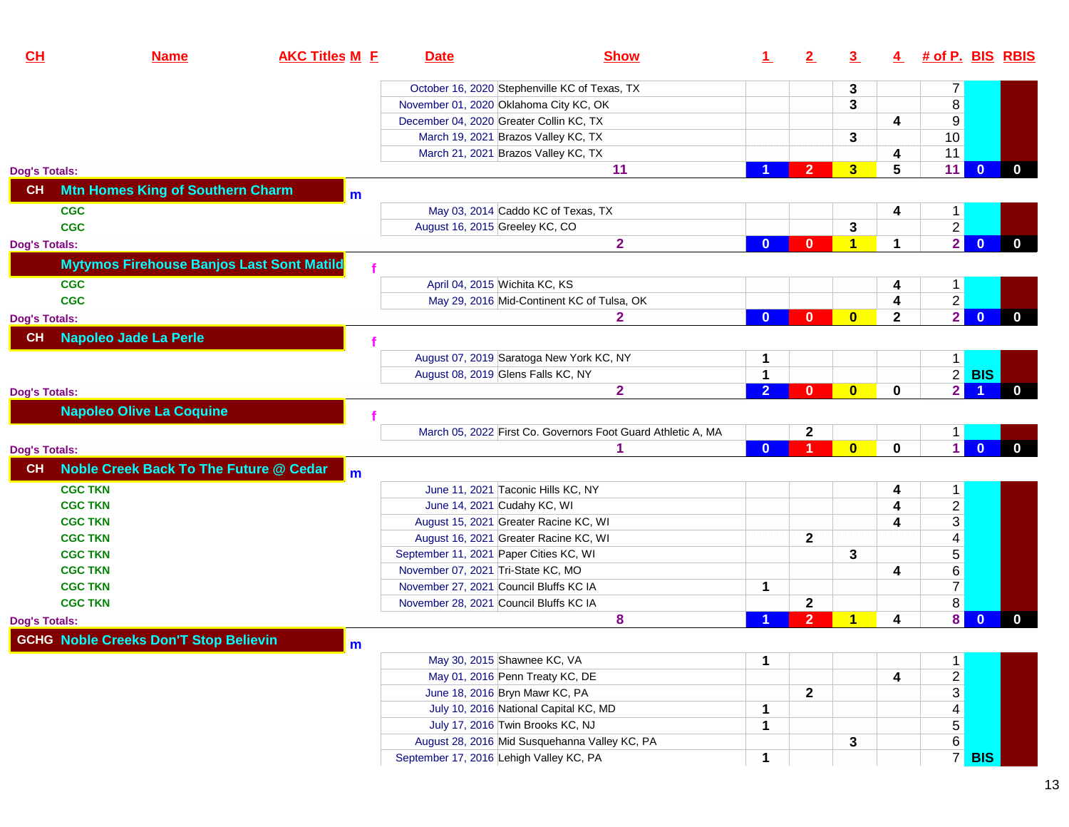| CH | Name | AKC Titles | M | F | Date | Show | 1 | 2 | 3 | 4 | # of P. | BIS | RBIS |
|---|---|---|---|---|---|---|---|---|---|---|---|---|---|
| | | | | | October 16, 2020 | Stephenville KC of Texas, TX | | | 3 | | 7 | | |
| | | | | | November 01, 2020 | Oklahoma City KC, OK | | | 3 | | 8 | | |
| | | | | | December 04, 2020 | Greater Collin KC, TX | | | | 4 | 9 | | |
| | | | | | March 19, 2021 | Brazos Valley KC, TX | | | 3 | | 10 | | |
| | | | | | March 21, 2021 | Brazos Valley KC, TX | | | | 4 | 11 | | |
| Dog's Totals: | | | | | | 11 | 1 | 2 | 3 | 5 | 11 | 0 | 0 |
| CH | Mtn Homes King of Southern Charm | | m | | | | | | | | | | |
| | | CGC | | | May 03, 2014 | Caddo KC of Texas, TX | | | | 4 | 1 | | |
| | | CGC | | | August 16, 2015 | Greeley KC, CO | | | 3 | | 2 | | |
| Dog's Totals: | | | | | | 2 | 0 | 0 | 1 | 1 | 2 | 0 | 0 |
| | Mytymos Firehouse Banjos Last Sont Matild | | | f | | | | | | | | | |
| | | CGC | | | April 04, 2015 | Wichita KC, KS | | | | 4 | 1 | | |
| | | CGC | | | May 29, 2016 | Mid-Continent KC of Tulsa, OK | | | | 4 | 2 | | |
| Dog's Totals: | | | | | | 2 | 0 | 0 | 0 | 2 | 2 | 0 | 0 |
| CH | Napoleo Jade La Perle | | | f | | | | | | | | | |
| | | | | | August 07, 2019 | Saratoga New York KC, NY | 1 | | | | 1 | | |
| | | | | | August 08, 2019 | Glens Falls KC, NY | 1 | | | | 2 | BIS | |
| Dog's Totals: | | | | | | 2 | 2 | 0 | 0 | 0 | 2 | 1 | 0 |
| | Napoleo Olive La Coquine | | | f | | | | | | | | | |
| | | | | | March 05, 2022 | First Co. Governors Foot Guard Athletic A, MA | | 2 | | | 1 | | |
| Dog's Totals: | | | | | | 1 | 0 | 1 | 0 | 0 | 1 | 0 | 0 |
| CH | Noble Creek Back To The Future @ Cedar | | m | | | | | | | | | | |
| | | CGC TKN | | | June 11, 2021 | Taconic Hills KC, NY | | | | 4 | 1 | | |
| | | CGC TKN | | | June 14, 2021 | Cudahy KC, WI | | | | 4 | 2 | | |
| | | CGC TKN | | | August 15, 2021 | Greater Racine KC, WI | | | | 4 | 3 | | |
| | | CGC TKN | | | August 16, 2021 | Greater Racine KC, WI | | 2 | | | 4 | | |
| | | CGC TKN | | | September 11, 2021 | Paper Cities KC, WI | | | 3 | | 5 | | |
| | | CGC TKN | | | November 07, 2021 | Tri-State KC, MO | | | | 4 | 6 | | |
| | | CGC TKN | | | November 27, 2021 | Council Bluffs KC IA | 1 | | | | 7 | | |
| | | CGC TKN | | | November 28, 2021 | Council Bluffs KC IA | | 2 | | | 8 | | |
| Dog's Totals: | | | | | | 8 | 1 | 2 | 1 | 4 | 8 | 0 | 0 |
| GCHG | Noble Creeks Don'T Stop Believin | | m | | | | | | | | | | |
| | | | | | May 30, 2015 | Shawnee KC, VA | 1 | | | | 1 | | |
| | | | | | May 01, 2016 | Penn Treaty KC, DE | | | | 4 | 2 | | |
| | | | | | June 18, 2016 | Bryn Mawr KC, PA | | 2 | | | 3 | | |
| | | | | | July 10, 2016 | National Capital KC, MD | 1 | | | | 4 | | |
| | | | | | July 17, 2016 | Twin Brooks KC, NJ | 1 | | | | 5 | | |
| | | | | | August 28, 2016 | Mid Susquehanna Valley KC, PA | | | 3 | | 6 | | |
| | | | | | September 17, 2016 | Lehigh Valley KC, PA | 1 | | | | 7 | BIS | |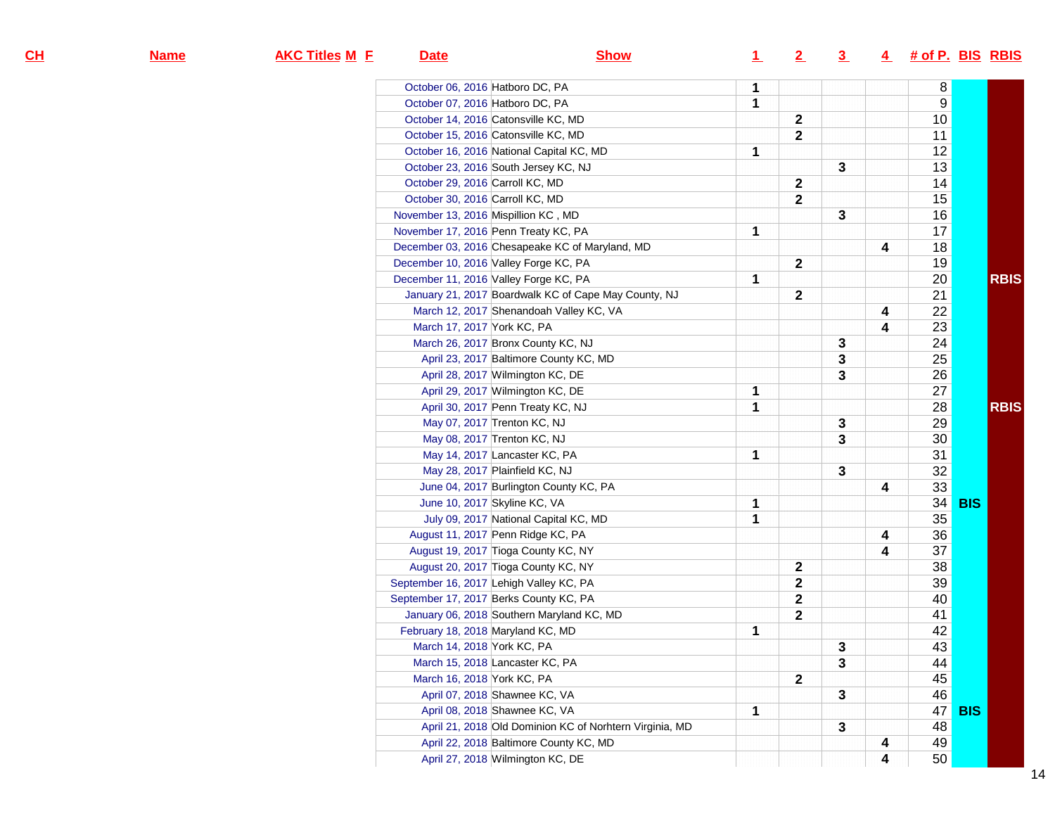| CH | Name | AKC Titles | M | F | Date | Show | 1 | 2 | 3 | 4 | # of P. | BIS | RBIS |
|---|---|---|---|---|---|---|---|---|---|---|---|---|---|
| | | | | | October 06, 2016 | Hatboro DC, PA | 1 | | | | 8 | | |
| | | | | | October 07, 2016 | Hatboro DC, PA | 1 | | | | 9 | | |
| | | | | | October 14, 2016 | Catonsville KC, MD | | 2 | | | 10 | | |
| | | | | | October 15, 2016 | Catonsville KC, MD | | 2 | | | 11 | | |
| | | | | | October 16, 2016 | National Capital KC, MD | 1 | | | | 12 | | |
| | | | | | October 23, 2016 | South Jersey KC, NJ | | | 3 | | 13 | | |
| | | | | | October 29, 2016 | Carroll KC, MD | | 2 | | | 14 | | |
| | | | | | October 30, 2016 | Carroll KC, MD | | 2 | | | 15 | | |
| | | | | | November 13, 2016 | Mispillion KC , MD | | | 3 | | 16 | | |
| | | | | | November 17, 2016 | Penn Treaty KC, PA | 1 | | | | 17 | | |
| | | | | | December 03, 2016 | Chesapeake KC of Maryland, MD | | | | 4 | 18 | | |
| | | | | | December 10, 2016 | Valley Forge KC, PA | | 2 | | | 19 | | |
| | | | | | December 11, 2016 | Valley Forge KC, PA | 1 | | | | 20 | | RBIS |
| | | | | | January 21, 2017 | Boardwalk KC of Cape May County, NJ | | 2 | | | 21 | | |
| | | | | | March 12, 2017 | Shenandoah Valley KC, VA | | | | 4 | 22 | | |
| | | | | | March 17, 2017 | York KC, PA | | | | 4 | 23 | | |
| | | | | | March 26, 2017 | Bronx County KC, NJ | | | 3 | | 24 | | |
| | | | | | April 23, 2017 | Baltimore County KC, MD | | | 3 | | 25 | | |
| | | | | | April 28, 2017 | Wilmington KC, DE | | | 3 | | 26 | | |
| | | | | | April 29, 2017 | Wilmington KC, DE | 1 | | | | 27 | | |
| | | | | | April 30, 2017 | Penn Treaty KC, NJ | 1 | | | | 28 | | RBIS |
| | | | | | May 07, 2017 | Trenton KC, NJ | | | 3 | | 29 | | |
| | | | | | May 08, 2017 | Trenton KC, NJ | | | 3 | | 30 | | |
| | | | | | May 14, 2017 | Lancaster KC, PA | 1 | | | | 31 | | |
| | | | | | May 28, 2017 | Plainfield KC, NJ | | | 3 | | 32 | | |
| | | | | | June 04, 2017 | Burlington County KC, PA | | | | 4 | 33 | | |
| | | | | | June 10, 2017 | Skyline KC, VA | 1 | | | | 34 | BIS | |
| | | | | | July 09, 2017 | National Capital KC, MD | 1 | | | | 35 | | |
| | | | | | August 11, 2017 | Penn Ridge KC, PA | | | | 4 | 36 | | |
| | | | | | August 19, 2017 | Tioga County KC, NY | | | | 4 | 37 | | |
| | | | | | August 20, 2017 | Tioga County KC, NY | | 2 | | | 38 | | |
| | | | | | September 16, 2017 | Lehigh Valley KC, PA | | 2 | | | 39 | | |
| | | | | | September 17, 2017 | Berks County KC, PA | | 2 | | | 40 | | |
| | | | | | January 06, 2018 | Southern Maryland KC, MD | | 2 | | | 41 | | |
| | | | | | February 18, 2018 | Maryland KC, MD | 1 | | | | 42 | | |
| | | | | | March 14, 2018 | York KC, PA | | | 3 | | 43 | | |
| | | | | | March 15, 2018 | Lancaster KC, PA | | | 3 | | 44 | | |
| | | | | | March 16, 2018 | York KC, PA | | 2 | | | 45 | | |
| | | | | | April 07, 2018 | Shawnee KC, VA | | | 3 | | 46 | | |
| | | | | | April 08, 2018 | Shawnee KC, VA | 1 | | | | 47 | BIS | |
| | | | | | April 21, 2018 | Old Dominion KC of Norhtern Virginia, MD | | | 3 | | 48 | | |
| | | | | | April 22, 2018 | Baltimore County KC, MD | | | | 4 | 49 | | |
| | | | | | April 27, 2018 | Wilmington KC, DE | | | | 4 | 50 | | |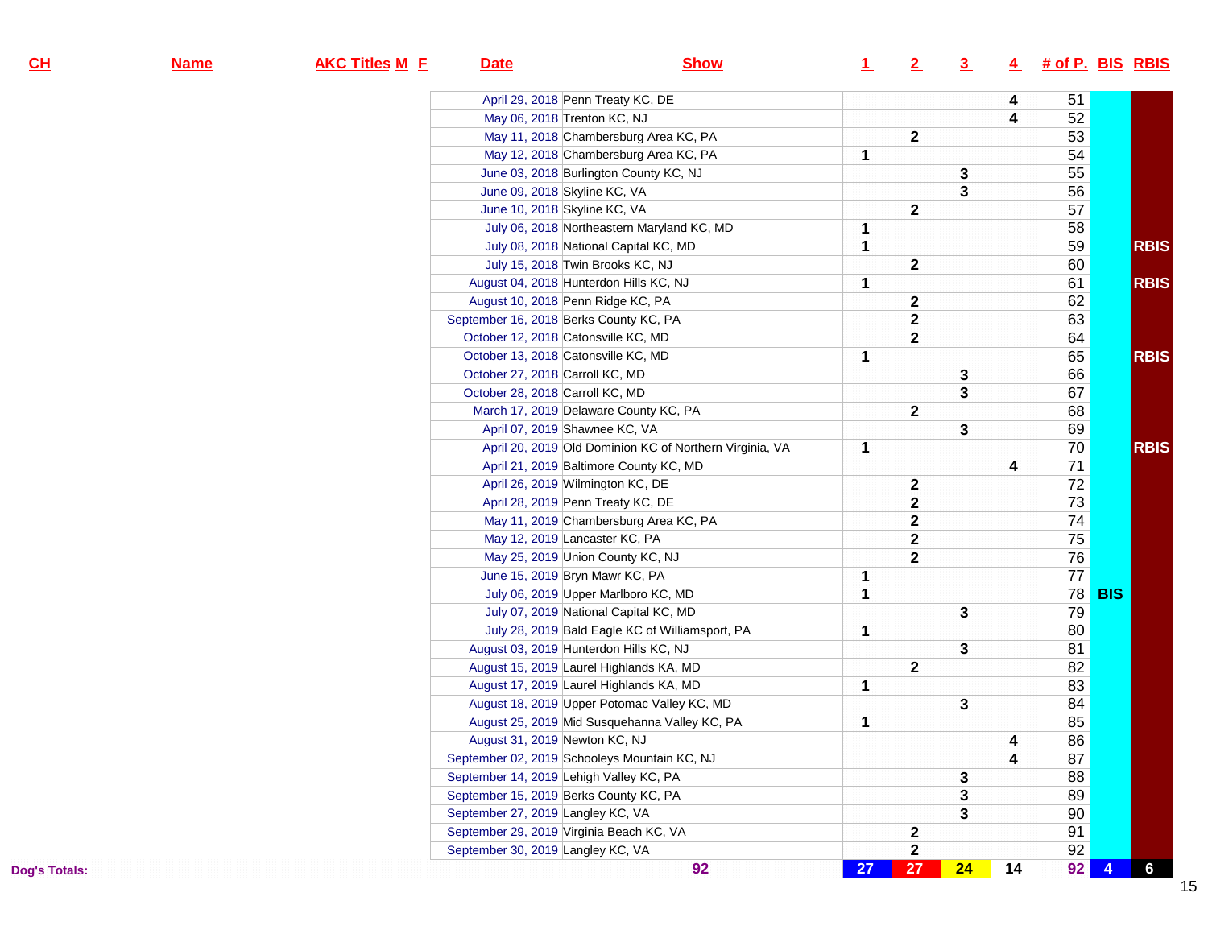| CH | Name | AKC Titles | M | F | Date | Show | 1 | 2 | 3 | 4 | # of P. | BIS | RBIS |
|---|---|---|---|---|---|---|---|---|---|---|---|---|---|
| | | | | | April 29, 2018 | Penn Treaty KC, DE | | | | 4 | 51 | | |
| | | | | | May 06, 2018 | Trenton KC, NJ | | | | 4 | 52 | | |
| | | | | | May 11, 2018 | Chambersburg Area KC, PA | | 2 | | | 53 | | |
| | | | | | May 12, 2018 | Chambersburg Area KC, PA | 1 | | | | 54 | | |
| | | | | | June 03, 2018 | Burlington County KC, NJ | | | 3 | | 55 | | |
| | | | | | June 09, 2018 | Skyline KC, VA | | | 3 | | 56 | | |
| | | | | | June 10, 2018 | Skyline KC, VA | | 2 | | | 57 | | |
| | | | | | July 06, 2018 | Northeastern Maryland KC, MD | 1 | | | | 58 | | |
| | | | | | July 08, 2018 | National Capital KC, MD | 1 | | | | 59 | | RBIS |
| | | | | | July 15, 2018 | Twin Brooks KC, NJ | | 2 | | | 60 | | |
| | | | | | August 04, 2018 | Hunterdon Hills KC, NJ | 1 | | | | 61 | | RBIS |
| | | | | | August 10, 2018 | Penn Ridge KC, PA | | 2 | | | 62 | | |
| | | | | | September 16, 2018 | Berks County KC, PA | | 2 | | | 63 | | |
| | | | | | October 12, 2018 | Catonsville KC, MD | | 2 | | | 64 | | |
| | | | | | October 13, 2018 | Catonsville KC, MD | 1 | | | | 65 | | RBIS |
| | | | | | October 27, 2018 | Carroll KC, MD | | | 3 | | 66 | | |
| | | | | | October 28, 2018 | Carroll KC, MD | | | 3 | | 67 | | |
| | | | | | March 17, 2019 | Delaware County KC, PA | | 2 | | | 68 | | |
| | | | | | April 07, 2019 | Shawnee KC, VA | | | 3 | | 69 | | |
| | | | | | April 20, 2019 | Old Dominion KC of Northern Virginia, VA | 1 | | | | 70 | | RBIS |
| | | | | | April 21, 2019 | Baltimore County KC, MD | | | | 4 | 71 | | |
| | | | | | April 26, 2019 | Wilmington KC, DE | | 2 | | | 72 | | |
| | | | | | April 28, 2019 | Penn Treaty KC, DE | | 2 | | | 73 | | |
| | | | | | May 11, 2019 | Chambersburg Area KC, PA | | 2 | | | 74 | | |
| | | | | | May 12, 2019 | Lancaster KC, PA | | 2 | | | 75 | | |
| | | | | | May 25, 2019 | Union County KC, NJ | | 2 | | | 76 | | |
| | | | | | June 15, 2019 | Bryn Mawr KC, PA | 1 | | | | 77 | | |
| | | | | | July 06, 2019 | Upper Marlboro KC, MD | 1 | | | | 78 | BIS | |
| | | | | | July 07, 2019 | National Capital KC, MD | | | 3 | | 79 | | |
| | | | | | July 28, 2019 | Bald Eagle KC of Williamsport, PA | 1 | | | | 80 | | |
| | | | | | August 03, 2019 | Hunterdon Hills KC, NJ | | | 3 | | 81 | | |
| | | | | | August 15, 2019 | Laurel Highlands KA, MD | | 2 | | | 82 | | |
| | | | | | August 17, 2019 | Laurel Highlands KA, MD | 1 | | | | 83 | | |
| | | | | | August 18, 2019 | Upper Potomac Valley KC, MD | | | 3 | | 84 | | |
| | | | | | August 25, 2019 | Mid Susquehanna Valley KC, PA | 1 | | | | 85 | | |
| | | | | | August 31, 2019 | Newton KC, NJ | | | | 4 | 86 | | |
| | | | | | September 02, 2019 | Schooleys Mountain KC, NJ | | | | 4 | 87 | | |
| | | | | | September 14, 2019 | Lehigh Valley KC, PA | | | 3 | | 88 | | |
| | | | | | September 15, 2019 | Berks County KC, PA | | | 3 | | 89 | | |
| | | | | | September 27, 2019 | Langley KC, VA | | | 3 | | 90 | | |
| | | | | | September 29, 2019 | Virginia Beach KC, VA | | 2 | | | 91 | | |
| | | | | | September 30, 2019 | Langley KC, VA | | 2 | | | 92 | | |
| Dog's Totals: | | | | | | 92 | 27 | 27 | 24 | 14 | 92 | 4 | 6 |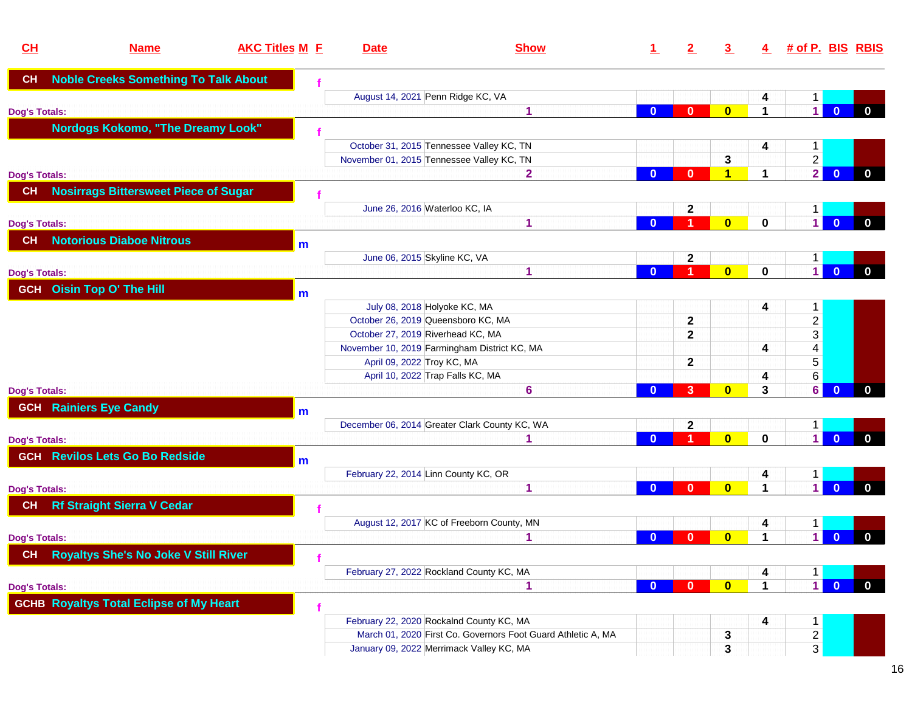| CH | Name | AKC Titles | M | F | Date | Show | 1 | 2 | 3 | 4 | # of P. | BIS | RBIS |
|---|---|---|---|---|---|---|---|---|---|---|---|---|---|
| CH | Noble Creeks Something To Talk About | | | f | | | | | | | | | |
| | | | | | August 14, 2021 | Penn Ridge KC, VA | | | | 4 | 1 | | |
| Dog's Totals: | | | | | | 1 | 0 | 0 | 0 | 1 | 1 | 0 | 0 |
| | Nordogs Kokomo, "The Dreamy Look" | | | f | | | | | | | | | |
| | | | | | October 31, 2015 | Tennessee Valley KC, TN | | | | 4 | 1 | | |
| | | | | | November 01, 2015 | Tennessee Valley KC, TN | | | 3 | | 2 | | |
| Dog's Totals: | | | | | | 2 | 0 | 0 | 1 | 1 | 2 | 0 | 0 |
| CH | Nosirrags Bittersweet Piece of Sugar | | | f | | | | | | | | | |
| | | | | | June 26, 2016 | Waterloo KC, IA | | 2 | | | 1 | | |
| Dog's Totals: | | | | | | 1 | 0 | 1 | 0 | 0 | 1 | 0 | 0 |
| CH | Notorious Diaboe Nitrous | | m | | | | | | | | | | |
| | | | | | June 06, 2015 | Skyline KC, VA | | 2 | | | 1 | | |
| Dog's Totals: | | | | | | 1 | 0 | 1 | 0 | 0 | 1 | 0 | 0 |
| GCH | Oisin Top O' The Hill | | m | | | | | | | | | | |
| | | | | | July 08, 2018 | Holyoke KC, MA | | | | 4 | 1 | | |
| | | | | | October 26, 2019 | Queensboro KC, MA | | 2 | | | 2 | | |
| | | | | | October 27, 2019 | Riverhead KC, MA | | 2 | | | 3 | | |
| | | | | | November 10, 2019 | Farmingham District KC, MA | | | | 4 | 4 | | |
| | | | | | April 09, 2022 | Troy KC, MA | | 2 | | | 5 | | |
| | | | | | April 10, 2022 | Trap Falls KC, MA | | | | 4 | 6 | | |
| Dog's Totals: | | | | | | 6 | 0 | 3 | 0 | 3 | 6 | 0 | 0 |
| GCH | Rainiers Eye Candy | | m | | | | | | | | | | |
| | | | | | December 06, 2014 | Greater Clark County KC, WA | | 2 | | | 1 | | |
| Dog's Totals: | | | | | | 1 | 0 | 1 | 0 | 0 | 1 | 0 | 0 |
| GCH | Revilos Lets Go Bo Redside | | m | | | | | | | | | | |
| | | | | | February 22, 2014 | Linn County KC, OR | | | | 4 | 1 | | |
| Dog's Totals: | | | | | | 1 | 0 | 0 | 0 | 1 | 1 | 0 | 0 |
| CH | Rf Straight Sierra V Cedar | | | f | | | | | | | | | |
| | | | | | August 12, 2017 | KC of Freeborn County, MN | | | | 4 | 1 | | |
| Dog's Totals: | | | | | | 1 | 0 | 0 | 0 | 1 | 1 | 0 | 0 |
| CH | Royaltys She's No Joke V Still River | | | f | | | | | | | | | |
| | | | | | February 27, 2022 | Rockland County KC, MA | | | | 4 | 1 | | |
| Dog's Totals: | | | | | | 1 | 0 | 0 | 0 | 1 | 1 | 0 | 0 |
| GCHB | Royaltys Total Eclipse of My Heart | | | f | | | | | | | | | |
| | | | | | February 22, 2020 | Rockalnd County KC, MA | | | | 4 | 1 | | |
| | | | | | March 01, 2020 | First Co. Governors Foot Guard Athletic A, MA | | | 3 | | 2 | | |
| | | | | | January 09, 2022 | Merrimack Valley KC, MA | | | 3 | | 3 | | |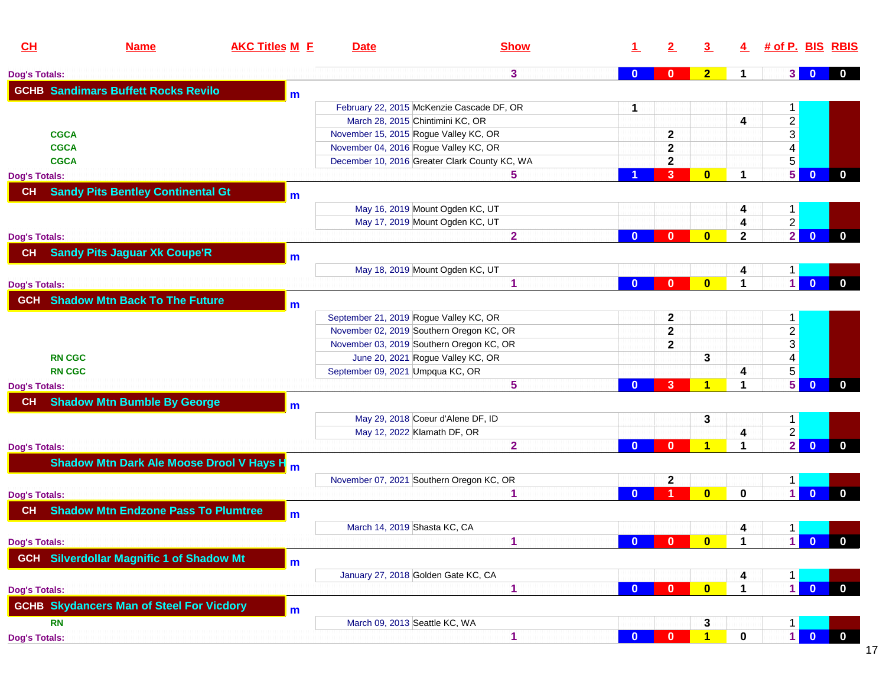| CH | Name | AKC Titles | M | F | Date | Show | 1 | 2 | 3 | 4 | # of P. | BIS | RBIS |
|---|---|---|---|---|---|---|---|---|---|---|---|---|---|
| Dog's Totals: | | | | | | 3 | 0 | 0 | 2 | 1 | 3 | 0 | 0 |
| GCHB | Sandimars Buffett Rocks Revilo | | m | | | | | | | | | | |
| | | | | | February 22, 2015 | McKenzie Cascade DF, OR | 1 | | | | 1 | | |
| | | | | | March 28, 2015 | Chintimini KC, OR | | | | 4 | 2 | | |
| | | CGCA | | | November 15, 2015 | Rogue Valley KC, OR | | 2 | | | 3 | | |
| | | CGCA | | | November 04, 2016 | Rogue Valley KC, OR | | 2 | | | 4 | | |
| | | CGCA | | | December 10, 2016 | Greater Clark County KC, WA | | 2 | | | 5 | | |
| Dog's Totals: | | | | | | 5 | 1 | 3 | 0 | 1 | 5 | 0 | 0 |
| CH | Sandy Pits Bentley Continental Gt | | m | | | | | | | | | | |
| | | | | | May 16, 2019 | Mount Ogden KC, UT | | | | 4 | 1 | | |
| | | | | | May 17, 2019 | Mount Ogden KC, UT | | | | 4 | 2 | | |
| Dog's Totals: | | | | | | 2 | 0 | 0 | 0 | 2 | 2 | 0 | 0 |
| CH | Sandy Pits Jaguar Xk Coupe'R | | m | | | | | | | | | | |
| | | | | | May 18, 2019 | Mount Ogden KC, UT | | | | 4 | 1 | | |
| Dog's Totals: | | | | | | 1 | 0 | 0 | 0 | 1 | 1 | 0 | 0 |
| GCH | Shadow Mtn Back To The Future | | m | | | | | | | | | | |
| | | | | | September 21, 2019 | Rogue Valley KC, OR | | 2 | | | 1 | | |
| | | | | | November 02, 2019 | Southern Oregon KC, OR | | 2 | | | 2 | | |
| | | | | | November 03, 2019 | Southern Oregon KC, OR | | 2 | | | 3 | | |
| | | RN CGC | | | June 20, 2021 | Rogue Valley KC, OR | | | 3 | | 4 | | |
| | | RN CGC | | | September 09, 2021 | Umpqua KC, OR | | | | 4 | 5 | | |
| Dog's Totals: | | | | | | 5 | 0 | 3 | 1 | 1 | 5 | 0 | 0 |
| CH | Shadow Mtn Bumble By George | | m | | | | | | | | | | |
| | | | | | May 29, 2018 | Coeur d'Alene DF, ID | | | 3 | | 1 | | |
| | | | | | May 12, 2022 | Klamath DF, OR | | | | 4 | 2 | | |
| Dog's Totals: | | | | | | 2 | 0 | 0 | 1 | 1 | 2 | 0 | 0 |
| | Shadow Mtn Dark Ale Moose Drool V Hays H | | m | | | | | | | | | | |
| | | | | | November 07, 2021 | Southern Oregon KC, OR | | 2 | | | 1 | | |
| Dog's Totals: | | | | | | 1 | 0 | 1 | 0 | 0 | 1 | 0 | 0 |
| CH | Shadow Mtn Endzone Pass To Plumtree | | m | | | | | | | | | | |
| | | | | | March 14, 2019 | Shasta KC, CA | | | | 4 | 1 | | |
| Dog's Totals: | | | | | | 1 | 0 | 0 | 0 | 1 | 1 | 0 | 0 |
| GCH | Silverdollar Magnific 1 of Shadow Mt | | m | | | | | | | | | | |
| | | | | | January 27, 2018 | Golden Gate KC, CA | | | | 4 | 1 | | |
| Dog's Totals: | | | | | | 1 | 0 | 0 | 0 | 1 | 1 | 0 | 0 |
| GCHB | Skydancers Man of Steel For Vicdory | | m | | | | | | | | | | |
| | | RN | | | March 09, 2013 | Seattle KC, WA | | | 3 | | 1 | | |
| Dog's Totals: | | | | | | 1 | 0 | 0 | 1 | 0 | 1 | 0 | 0 |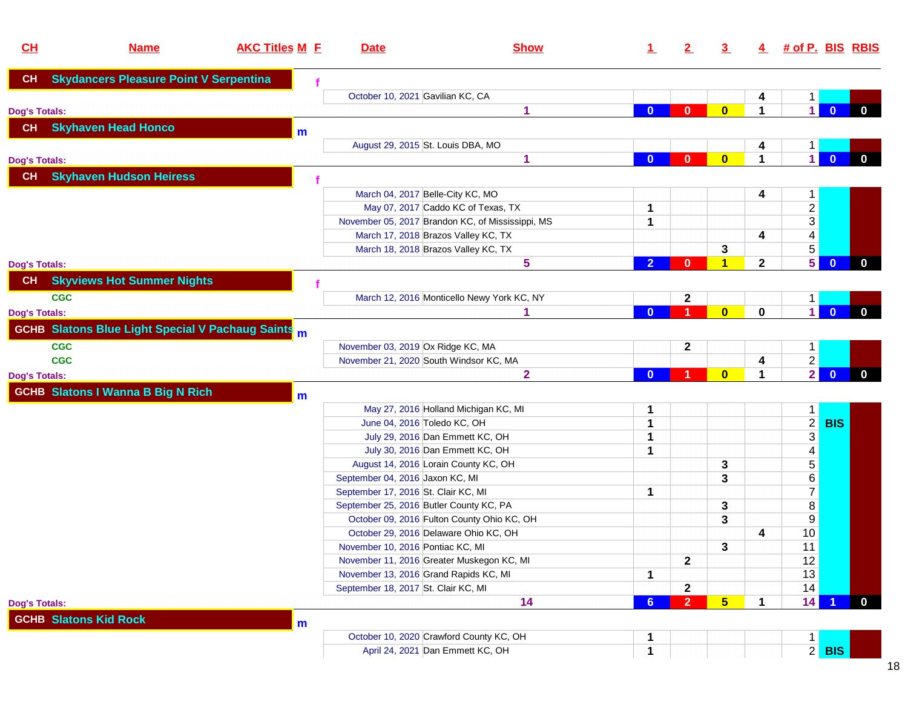| CH | Name | AKC Titles | M | F | Date | Show | 1 | 2 | 3 | 4 | # of P. | BIS | RBIS |
|---|---|---|---|---|---|---|---|---|---|---|---|---|---|
| CH | Skydancers Pleasure Point V Serpentina | | | f | | | | | | | | | |
| | | | | | October 10, 2021 | Gavilian KC, CA | | | | 4 | 1 | | |
| Dog's Totals: | | | | | | 1 | 0 | 0 | 0 | 1 | 1 | 0 | 0 |
| CH | Skyhaven Head Honco | | m | | | | | | | | | | |
| | | | | | August 29, 2015 | St. Louis DBA, MO | | | | 4 | 1 | | |
| Dog's Totals: | | | | | | 1 | 0 | 0 | 0 | 1 | 1 | 0 | 0 |
| CH | Skyhaven Hudson Heiress | | | f | | | | | | | | | |
| | | | | | March 04, 2017 | Belle-City KC, MO | | | | 4 | 1 | | |
| | | | | | May 07, 2017 | Caddo KC of Texas, TX | 1 | | | | 2 | | |
| | | | | | November 05, 2017 | Brandon KC, of Mississippi, MS | 1 | | | | 3 | | |
| | | | | | March 17, 2018 | Brazos Valley KC, TX | | | | 4 | 4 | | |
| | | | | | March 18, 2018 | Brazos Valley KC, TX | | | 3 | | 5 | | |
| Dog's Totals: | | | | | | 5 | 2 | 0 | 1 | 2 | 5 | 0 | 0 |
| CH | Skyviews Hot Summer Nights | | | f | | | | | | | | | |
| | | CGC | | | March 12, 2016 | Monticello Newy York KC, NY | | 2 | | | 1 | | |
| Dog's Totals: | | | | | | 1 | 0 | 1 | 0 | 0 | 1 | 0 | 0 |
| GCHB | Slatons Blue Light Special V Pachaug Saints | | m | | | | | | | | | | |
| | | CGC | | | November 03, 2019 | Ox Ridge KC, MA | | 2 | | | 1 | | |
| | | CGC | | | November 21, 2020 | South Windsor KC, MA | | | | 4 | 2 | | |
| Dog's Totals: | | | | | | 2 | 0 | 1 | 0 | 1 | 2 | 0 | 0 |
| GCHB | Slatons I Wanna B Big N Rich | | m | | | | | | | | | | |
| | | | | | May 27, 2016 | Holland Michigan KC, MI | 1 | | | | 1 | | |
| | | | | | June 04, 2016 | Toledo KC, OH | 1 | | | | 2 | BIS | |
| | | | | | July 29, 2016 | Dan Emmett KC, OH | 1 | | | | 3 | | |
| | | | | | July 30, 2016 | Dan Emmett KC, OH | 1 | | | | 4 | | |
| | | | | | August 14, 2016 | Lorain County KC, OH | | | 3 | | 5 | | |
| | | | | | September 04, 2016 | Jaxon KC, MI | | | 3 | | 6 | | |
| | | | | | September 17, 2016 | St. Clair KC, MI | 1 | | | | 7 | | |
| | | | | | September 25, 2016 | Butler County KC, PA | | | 3 | | 8 | | |
| | | | | | October 09, 2016 | Fulton County Ohio KC, OH | | | 3 | | 9 | | |
| | | | | | October 29, 2016 | Delaware Ohio KC, OH | | | | 4 | 10 | | |
| | | | | | November 10, 2016 | Pontiac KC, MI | | | 3 | | 11 | | |
| | | | | | November 11, 2016 | Greater Muskegon KC, MI | | 2 | | | 12 | | |
| | | | | | November 13, 2016 | Grand Rapids KC, MI | 1 | | | | 13 | | |
| | | | | | September 18, 2017 | St. Clair KC, MI | | 2 | | | 14 | | |
| Dog's Totals: | | | | | | 14 | 6 | 2 | 5 | 1 | 14 | 1 | 0 |
| GCHB | Slatons Kid Rock | | m | | | | | | | | | | |
| | | | | | October 10, 2020 | Crawford County KC, OH | 1 | | | | 1 | | |
| | | | | | April 24, 2021 | Dan Emmett KC, OH | 1 | | | | 2 | BIS | |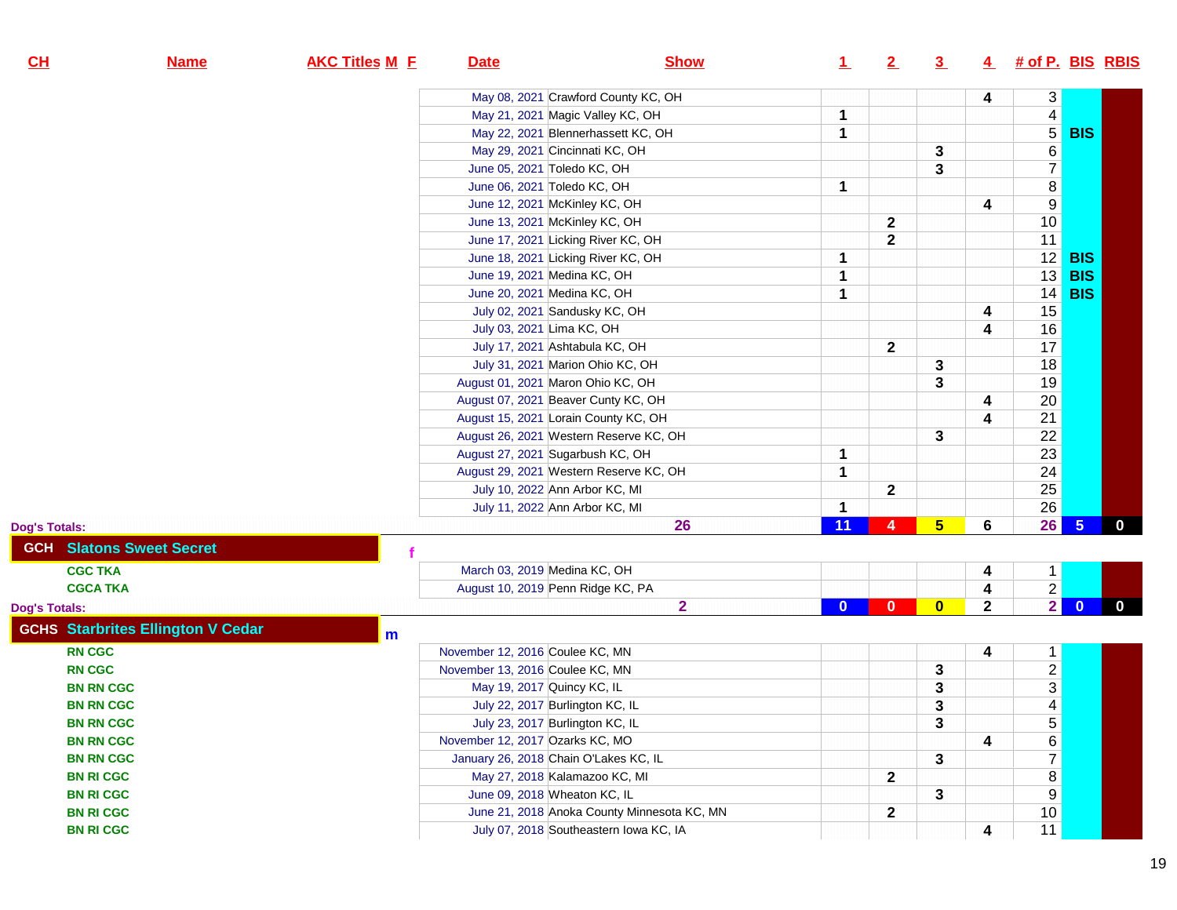| CH | Name | AKC Titles | M | F | Date | Show | 1 | 2 | 3 | 4 | # of P. | BIS | RBIS |
|---|---|---|---|---|---|---|---|---|---|---|---|---|---|
| | | | | | May 08, 2021 | Crawford County KC, OH | | | | 4 | 3 | | |
| | | | | | May 21, 2021 | Magic Valley KC, OH | 1 | | | | 4 | | |
| | | | | | May 22, 2021 | Blennerhassett KC, OH | 1 | | | | 5 | BIS | |
| | | | | | May 29, 2021 | Cincinnati KC, OH | | | 3 | | 6 | | |
| | | | | | June 05, 2021 | Toledo KC, OH | | | 3 | | 7 | | |
| | | | | | June 06, 2021 | Toledo KC, OH | 1 | | | | 8 | | |
| | | | | | June 12, 2021 | McKinley KC, OH | | | | 4 | 9 | | |
| | | | | | June 13, 2021 | McKinley KC, OH | | 2 | | | 10 | | |
| | | | | | June 17, 2021 | Licking River KC, OH | | 2 | | | 11 | | |
| | | | | | June 18, 2021 | Licking River KC, OH | 1 | | | | 12 | BIS | |
| | | | | | June 19, 2021 | Medina KC, OH | 1 | | | | 13 | BIS | |
| | | | | | June 20, 2021 | Medina KC, OH | 1 | | | | 14 | BIS | |
| | | | | | July 02, 2021 | Sandusky KC, OH | | | | 4 | 15 | | |
| | | | | | July 03, 2021 | Lima KC, OH | | | | 4 | 16 | | |
| | | | | | July 17, 2021 | Ashtabula KC, OH | | 2 | | | 17 | | |
| | | | | | July 31, 2021 | Marion Ohio KC, OH | | | 3 | | 18 | | |
| | | | | | August 01, 2021 | Maron Ohio KC, OH | | | 3 | | 19 | | |
| | | | | | August 07, 2021 | Beaver Cunty KC, OH | | | | 4 | 20 | | |
| | | | | | August 15, 2021 | Lorain County KC, OH | | | | 4 | 21 | | |
| | | | | | August 26, 2021 | Western Reserve KC, OH | | | 3 | | 22 | | |
| | | | | | August 27, 2021 | Sugarbush KC, OH | 1 | | | | 23 | | |
| | | | | | August 29, 2021 | Western Reserve KC, OH | 1 | | | | 24 | | |
| | | | | | July 10, 2022 | Ann Arbor KC, MI | | 2 | | | 25 | | |
| | | | | | July 11, 2022 | Ann Arbor KC, MI | 1 | | | | 26 | | |
| Dog's Totals: | | | | | | 26 | 11 | 4 | 5 | 6 | 26 | 5 | 0 |
| GCH | Slatons Sweet Secret | | | f | | | | | | | | | |
| | | CGC TKA | | | March 03, 2019 | Medina KC, OH | | | | 4 | 1 | | |
| | | CGCA TKA | | | August 10, 2019 | Penn Ridge KC, PA | | | | 4 | 2 | | |
| Dog's Totals: | | | | | | 2 | 0 | 0 | 0 | 2 | 2 | 0 | 0 |
| GCHS | Starbrites Ellington V Cedar | | m | | | | | | | | | | |
| | | RN CGC | | | November 12, 2016 | Coulee KC, MN | | | | 4 | 1 | | |
| | | RN CGC | | | November 13, 2016 | Coulee KC, MN | | | 3 | | 2 | | |
| | | BN RN CGC | | | May 19, 2017 | Quincy KC, IL | | | 3 | | 3 | | |
| | | BN RN CGC | | | July 22, 2017 | Burlington KC, IL | | | 3 | | 4 | | |
| | | BN RN CGC | | | July 23, 2017 | Burlington KC, IL | | | 3 | | 5 | | |
| | | BN RN CGC | | | November 12, 2017 | Ozarks KC, MO | | | | 4 | 6 | | |
| | | BN RN CGC | | | January 26, 2018 | Chain O'Lakes KC, IL | | | 3 | | 7 | | |
| | | BN RI CGC | | | May 27, 2018 | Kalamazoo KC, MI | | 2 | | | 8 | | |
| | | BN RI CGC | | | June 09, 2018 | Wheaton KC, IL | | | 3 | | 9 | | |
| | | BN RI CGC | | | June 21, 2018 | Anoka County Minnesota KC, MN | | 2 | | | 10 | | |
| | | BN RI CGC | | | July 07, 2018 | Southeastern Iowa KC, IA | | | | 4 | 11 | | |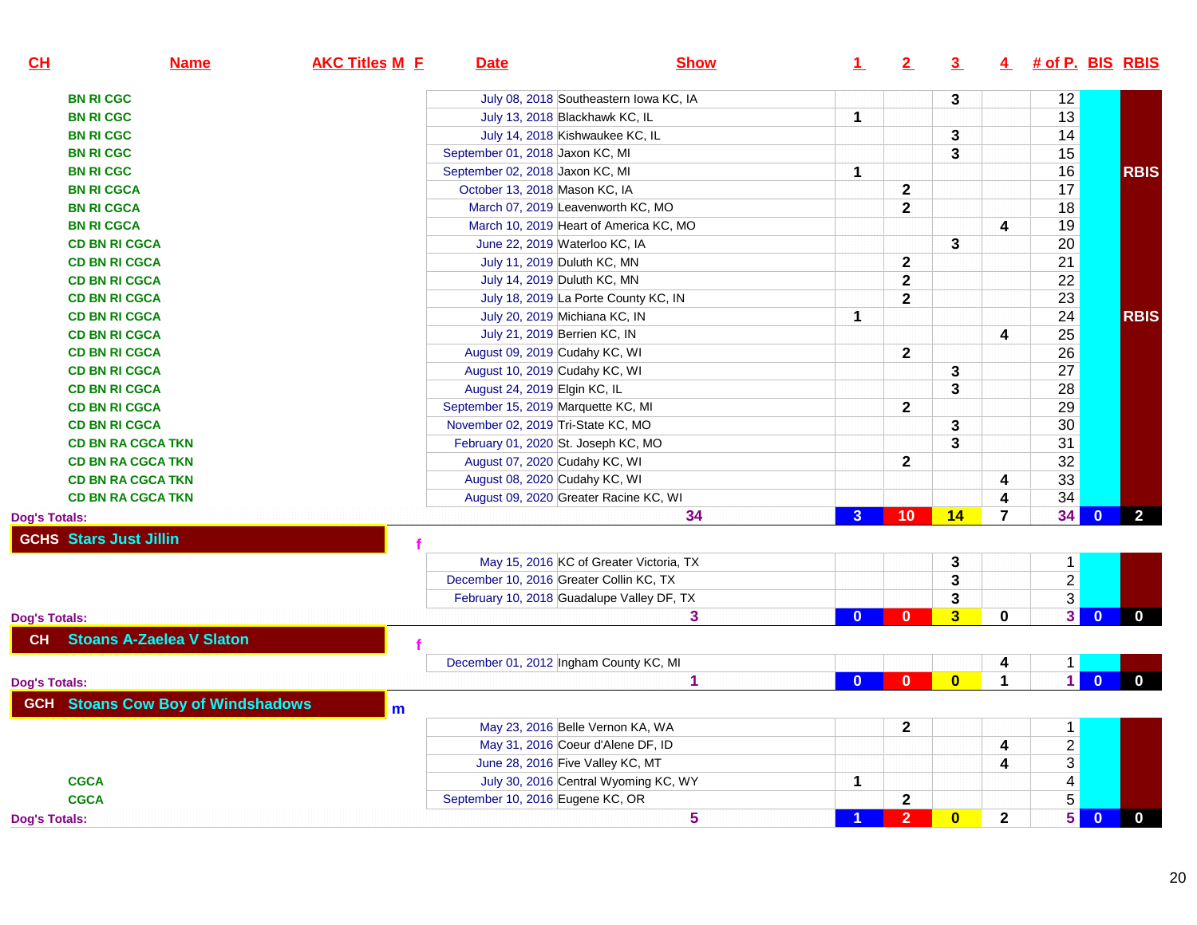| CH | Name | AKC Titles | M | F | Date | Show | 1 | 2 | 3 | 4 | # of P. | BIS | RBIS |
|---|---|---|---|---|---|---|---|---|---|---|---|---|---|
| BN RI CGC | | | | | July 08, 2018 | Southeastern Iowa KC, IA | | | 3 | | 12 | | |
| BN RI CGC | | | | | July 13, 2018 | Blackhawk KC, IL | 1 | | | | 13 | | |
| BN RI CGC | | | | | July 14, 2018 | Kishwaukee KC, IL | | | 3 | | 14 | | |
| BN RI CGC | | | | | September 01, 2018 | Jaxon KC, MI | | | 3 | | 15 | | |
| BN RI CGC | | | | | September 02, 2018 | Jaxon KC, MI | 1 | | | | 16 | | RBIS |
| BN RI CGCA | | | | | October 13, 2018 | Mason KC, IA | | 2 | | | 17 | | |
| BN RI CGCA | | | | | March 07, 2019 | Leavenworth KC, MO | | 2 | | | 18 | | |
| BN RI CGCA | | | | | March 10, 2019 | Heart of America KC, MO | | | | 4 | 19 | | |
| CD BN RI CGCA | | | | | June 22, 2019 | Waterloo KC, IA | | | 3 | | 20 | | |
| CD BN RI CGCA | | | | | July 11, 2019 | Duluth KC, MN | | 2 | | | 21 | | |
| CD BN RI CGCA | | | | | July 14, 2019 | Duluth KC, MN | | 2 | | | 22 | | |
| CD BN RI CGCA | | | | | July 18, 2019 | La Porte County KC, IN | | 2 | | | 23 | | |
| CD BN RI CGCA | | | | | July 20, 2019 | Michiana KC, IN | 1 | | | | 24 | | RBIS |
| CD BN RI CGCA | | | | | July 21, 2019 | Berrien KC, IN | | | | 4 | 25 | | |
| CD BN RI CGCA | | | | | August 09, 2019 | Cudahy KC, WI | | 2 | | | 26 | | |
| CD BN RI CGCA | | | | | August 10, 2019 | Cudahy KC, WI | | | 3 | | 27 | | |
| CD BN RI CGCA | | | | | August 24, 2019 | Elgin KC, IL | | | 3 | | 28 | | |
| CD BN RI CGCA | | | | | September 15, 2019 | Marquette KC, MI | | 2 | | | 29 | | |
| CD BN RI CGCA | | | | | November 02, 2019 | Tri-State KC, MO | | | 3 | | 30 | | |
| CD BN RA CGCA TKN | | | | | February 01, 2020 | St. Joseph KC, MO | | | 3 | | 31 | | |
| CD BN RA CGCA TKN | | | | | August 07, 2020 | Cudahy KC, WI | | 2 | | | 32 | | |
| CD BN RA CGCA TKN | | | | | August 08, 2020 | Cudahy KC, WI | | | | 4 | 33 | | |
| CD BN RA CGCA TKN | | | | | August 09, 2020 | Greater Racine KC, WI | | | | 4 | 34 | | |
| Dog's Totals: | | | | | | 34 | 3 | 10 | 14 | 7 | 34 | 0 | 2 |
| GCHS | Stars Just Jillin | | | f | | | | | | | | | |
| | | | | | May 15, 2016 | KC of Greater Victoria, TX | | | 3 | | 1 | | |
| | | | | | December 10, 2016 | Greater Collin KC, TX | | | 3 | | 2 | | |
| | | | | | February 10, 2018 | Guadalupe Valley DF, TX | | | 3 | | 3 | | |
| Dog's Totals: | | | | | | 3 | 0 | 0 | 3 | 0 | 3 | 0 | 0 |
| CH | Stoans A-Zaelea V Slaton | | | f | | | | | | | | | |
| | | | | | December 01, 2012 | Ingham County KC, MI | | | | 4 | 1 | | |
| Dog's Totals: | | | | | | 1 | 0 | 0 | 0 | 1 | 1 | 0 | 0 |
| GCH | Stoans Cow Boy of Windshadows | | m | | | | | | | | | | |
| | | | | | May 23, 2016 | Belle Vernon KA, WA | | 2 | | | 1 | | |
| | | | | | May 31, 2016 | Coeur d'Alene DF, ID | | | | 4 | 2 | | |
| | | | | | June 28, 2016 | Five Valley KC, MT | | | | 4 | 3 | | |
| CGCA | | | | | July 30, 2016 | Central Wyoming KC, WY | 1 | | | | 4 | | |
| CGCA | | | | | September 10, 2016 | Eugene KC, OR | | 2 | | | 5 | | |
| Dog's Totals: | | | | | | 5 | 1 | 2 | 0 | 2 | 5 | 0 | 0 |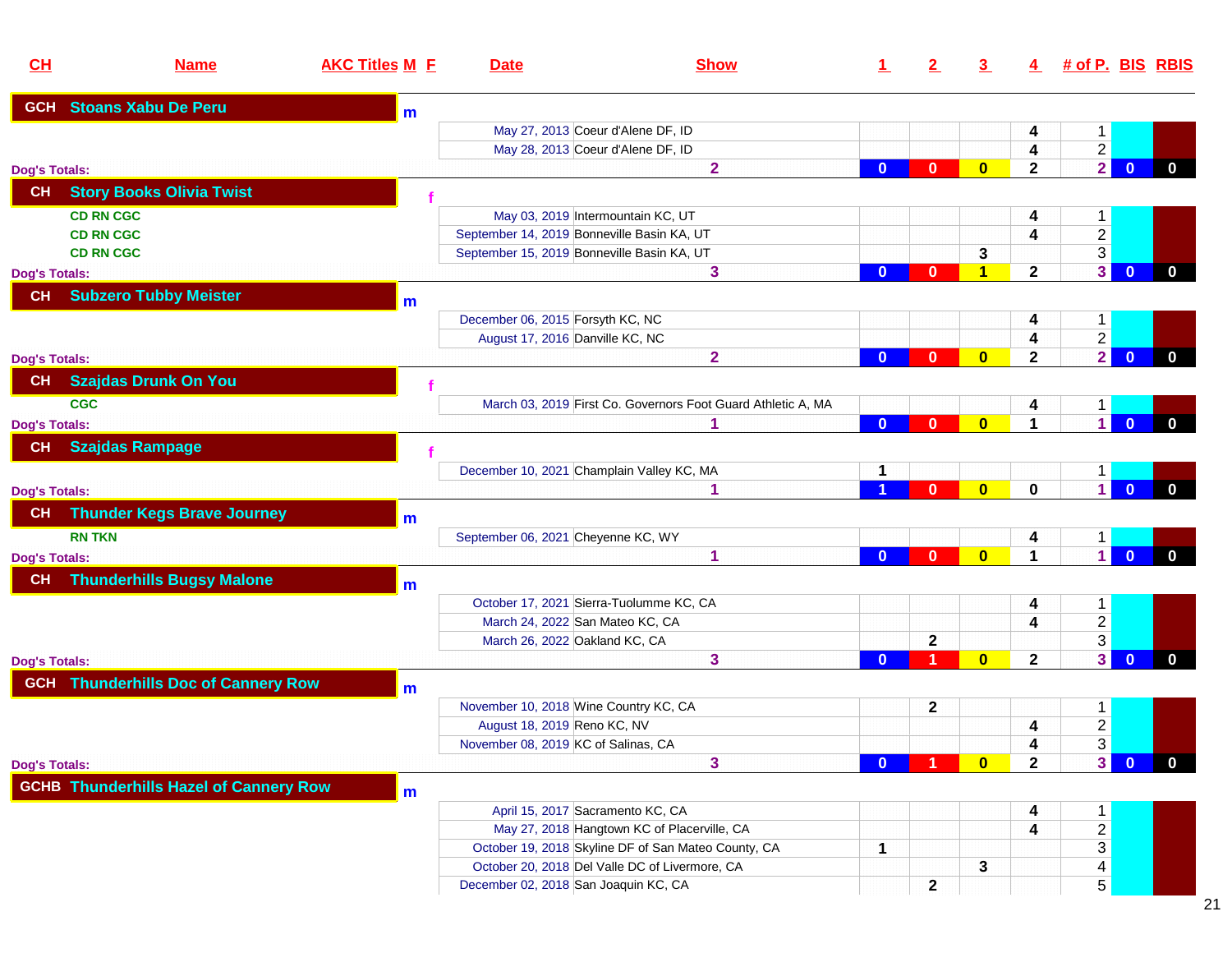| CH | Name | AKC Titles | M | F | Date | Show | 1 | 2 | 3 | 4 | # of P. | BIS | RBIS |
|---|---|---|---|---|---|---|---|---|---|---|---|---|---|
| GCH | Stoans Xabu De Peru | | m | | | | | | | | | | |
| | | | | | May 27, 2013 | Coeur d'Alene DF, ID | | | | 4 | 1 | | |
| | | | | | May 28, 2013 | Coeur d'Alene DF, ID | | | | 4 | 2 | | |
| Dog's Totals: | | | | | | 2 | 0 | 0 | 0 | 2 | 2 | 0 | 0 |
| CH | Story Books Olivia Twist | | | f | | | | | | | | | |
| | | CD RN CGC | | | May 03, 2019 | Intermountain KC, UT | | | | 4 | 1 | | |
| | | CD RN CGC | | | September 14, 2019 | Bonneville Basin KA, UT | | | | 4 | 2 | | |
| | | CD RN CGC | | | September 15, 2019 | Bonneville Basin KA, UT | | | 3 | | 3 | | |
| Dog's Totals: | | | | | | 3 | 0 | 0 | 1 | 2 | 3 | 0 | 0 |
| CH | Subzero Tubby Meister | | m | | | | | | | | | | |
| | | | | | December 06, 2015 | Forsyth KC, NC | | | | 4 | 1 | | |
| | | | | | August 17, 2016 | Danville KC, NC | | | | 4 | 2 | | |
| Dog's Totals: | | | | | | 2 | 0 | 0 | 0 | 2 | 2 | 0 | 0 |
| CH | Szajdas Drunk On You | | | f | | | | | | | | | |
| | | CGC | | | March 03, 2019 | First Co. Governors Foot Guard Athletic A, MA | | | | 4 | 1 | | |
| Dog's Totals: | | | | | | 1 | 0 | 0 | 0 | 1 | 1 | 0 | 0 |
| CH | Szajdas Rampage | | | f | | | | | | | | | |
| | | | | | December 10, 2021 | Champlain Valley KC, MA | 1 | | | | 1 | | |
| Dog's Totals: | | | | | | 1 | 1 | 0 | 0 | 0 | 1 | 0 | 0 |
| CH | Thunder Kegs Brave Journey | | m | | | | | | | | | | |
| | | RN TKN | | | September 06, 2021 | Cheyenne KC, WY | | | | 4 | 1 | | |
| Dog's Totals: | | | | | | 1 | 0 | 0 | 0 | 1 | 1 | 0 | 0 |
| CH | Thunderhills Bugsy Malone | | m | | | | | | | | | | |
| | | | | | October 17, 2021 | Sierra-Tuolumme KC, CA | | | | 4 | 1 | | |
| | | | | | March 24, 2022 | San Mateo KC, CA | | | | 4 | 2 | | |
| | | | | | March 26, 2022 | Oakland KC, CA | | 2 | | | 3 | | |
| Dog's Totals: | | | | | | 3 | 0 | 1 | 0 | 2 | 3 | 0 | 0 |
| GCH | Thunderhills Doc of Cannery Row | | m | | | | | | | | | | |
| | | | | | November 10, 2018 | Wine Country KC, CA | | 2 | | | 1 | | |
| | | | | | August 18, 2019 | Reno KC, NV | | | | 4 | 2 | | |
| | | | | | November 08, 2019 | KC of Salinas, CA | | | | 4 | 3 | | |
| Dog's Totals: | | | | | | 3 | 0 | 1 | 0 | 2 | 3 | 0 | 0 |
| GCHB | Thunderhills Hazel of Cannery Row | | m | | | | | | | | | | |
| | | | | | April 15, 2017 | Sacramento KC, CA | | | | 4 | 1 | | |
| | | | | | May 27, 2018 | Hangtown KC of Placerville, CA | | | | 4 | 2 | | |
| | | | | | October 19, 2018 | Skyline DF of San Mateo County, CA | 1 | | | | 3 | | |
| | | | | | October 20, 2018 | Del Valle DC of Livermore, CA | | | 3 | | 4 | | |
| | | | | | December 02, 2018 | San Joaquin KC, CA | | 2 | | | 5 | | |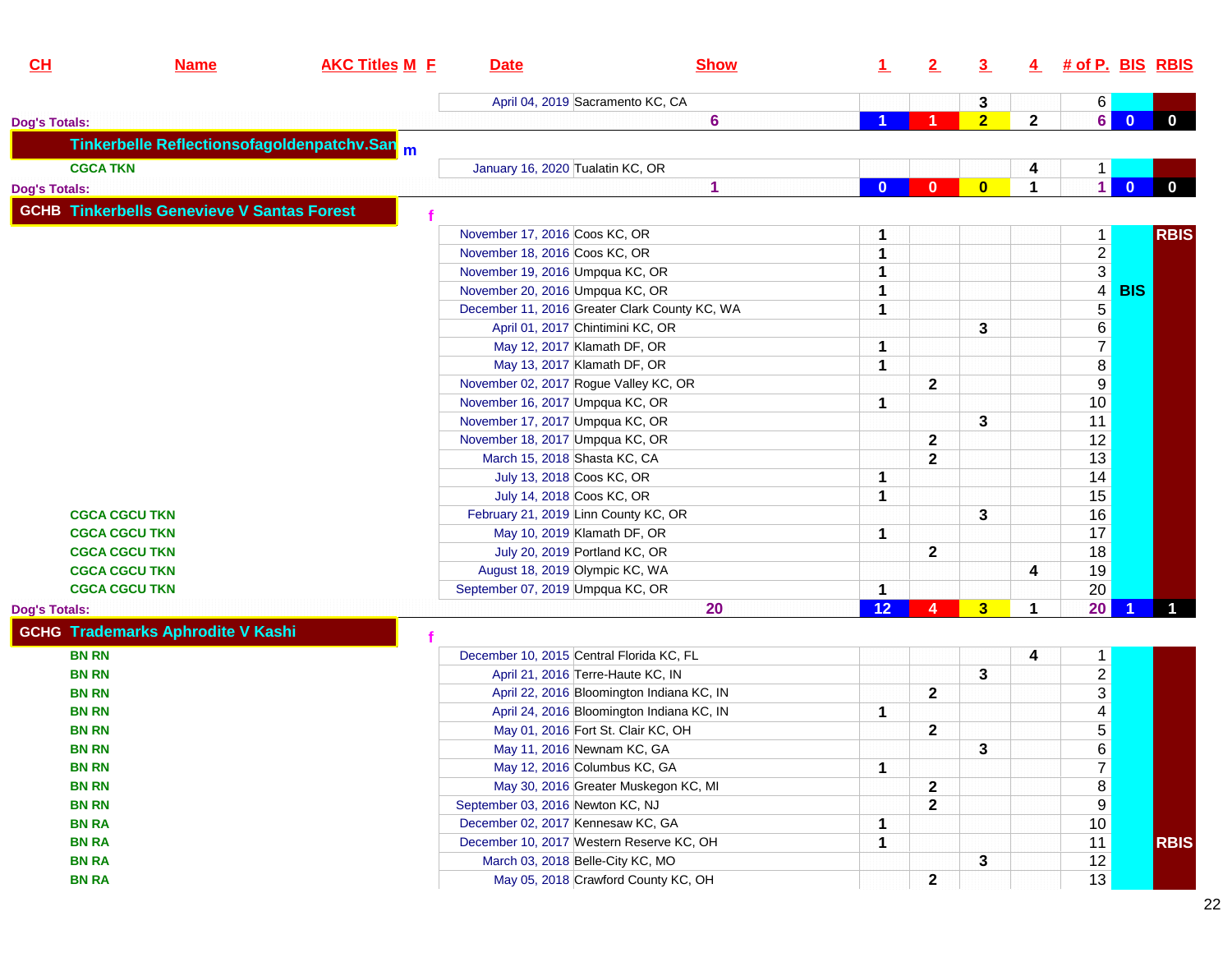| CH | Name | AKC Titles | M | F | Date | Show | 1 | 2 | 3 | 4 | # of P. | BIS | RBIS |
|---|---|---|---|---|---|---|---|---|---|---|---|---|---|
| | | | | | April 04, 2019 | Sacramento KC, CA | | | 3 | | 6 | | |
| Dog's Totals: | | | | | | 6 | 1 | 1 | 2 | 2 | 6 | 0 | 0 |
| | Tinkerbelle Reflectionsofagoldenpatchv.San | | m | | | | | | | | | | |
| | | CGCA TKN | | | January 16, 2020 | Tualatin KC, OR | | | | 4 | 1 | | |
| Dog's Totals: | | | | | | 1 | 0 | 0 | 0 | 1 | 1 | 0 | 0 |
| GCHB | Tinkerbells Genevieve V Santas Forest | | | f | | | | | | | | | |
| | | | | | November 17, 2016 | Coos KC, OR | 1 | | | | 1 | | RBIS |
| | | | | | November 18, 2016 | Coos KC, OR | 1 | | | | 2 | | |
| | | | | | November 19, 2016 | Umpqua KC, OR | 1 | | | | 3 | | |
| | | | | | November 20, 2016 | Umpqua KC, OR | 1 | | | | 4 | BIS | |
| | | | | | December 11, 2016 | Greater Clark County KC, WA | 1 | | | | 5 | | |
| | | | | | April 01, 2017 | Chintimini KC, OR | | | 3 | | 6 | | |
| | | | | | May 12, 2017 | Klamath DF, OR | 1 | | | | 7 | | |
| | | | | | May 13, 2017 | Klamath DF, OR | 1 | | | | 8 | | |
| | | | | | November 02, 2017 | Rogue Valley KC, OR | | 2 | | | 9 | | |
| | | | | | November 16, 2017 | Umpqua KC, OR | 1 | | | | 10 | | |
| | | | | | November 17, 2017 | Umpqua KC, OR | | | 3 | | 11 | | |
| | | | | | November 18, 2017 | Umpqua KC, OR | | 2 | | | 12 | | |
| | | | | | March 15, 2018 | Shasta KC, CA | | 2 | | | 13 | | |
| | | | | | July 13, 2018 | Coos KC, OR | 1 | | | | 14 | | |
| | | | | | July 14, 2018 | Coos KC, OR | 1 | | | | 15 | | |
| | | CGCA CGCU TKN | | | February 21, 2019 | Linn County KC, OR | | | 3 | | 16 | | |
| | | CGCA CGCU TKN | | | May 10, 2019 | Klamath DF, OR | 1 | | | | 17 | | |
| | | CGCA CGCU TKN | | | July 20, 2019 | Portland KC, OR | | 2 | | | 18 | | |
| | | CGCA CGCU TKN | | | August 18, 2019 | Olympic KC, WA | | | | 4 | 19 | | |
| | | CGCA CGCU TKN | | | September 07, 2019 | Umpqua KC, OR | 1 | | | | 20 | | |
| Dog's Totals: | | | | | | 20 | 12 | 4 | 3 | 1 | 20 | 1 | 1 |
| GCHG | Trademarks Aphrodite V Kashi | | | f | | | | | | | | | |
| | | BN RN | | | December 10, 2015 | Central Florida KC, FL | | | | 4 | 1 | | |
| | | BN RN | | | April 21, 2016 | Terre-Haute KC, IN | | | 3 | | 2 | | |
| | | BN RN | | | April 22, 2016 | Bloomington Indiana KC, IN | | 2 | | | 3 | | |
| | | BN RN | | | April 24, 2016 | Bloomington Indiana KC, IN | 1 | | | | 4 | | |
| | | BN RN | | | May 01, 2016 | Fort St. Clair KC, OH | | 2 | | | 5 | | |
| | | BN RN | | | May 11, 2016 | Newnam KC, GA | | | 3 | | 6 | | |
| | | BN RN | | | May 12, 2016 | Columbus KC, GA | 1 | | | | 7 | | |
| | | BN RN | | | May 30, 2016 | Greater Muskegon KC, MI | | 2 | | | 8 | | |
| | | BN RN | | | September 03, 2016 | Newton KC, NJ | | 2 | | | 9 | | |
| | | BN RA | | | December 02, 2017 | Kennesaw KC, GA | 1 | | | | 10 | | |
| | | BN RA | | | December 10, 2017 | Western Reserve KC, OH | 1 | | | | 11 | | RBIS |
| | | BN RA | | | March 03, 2018 | Belle-City KC, MO | | | 3 | | 12 | | |
| | | BN RA | | | May 05, 2018 | Crawford County KC, OH | | 2 | | | 13 | | |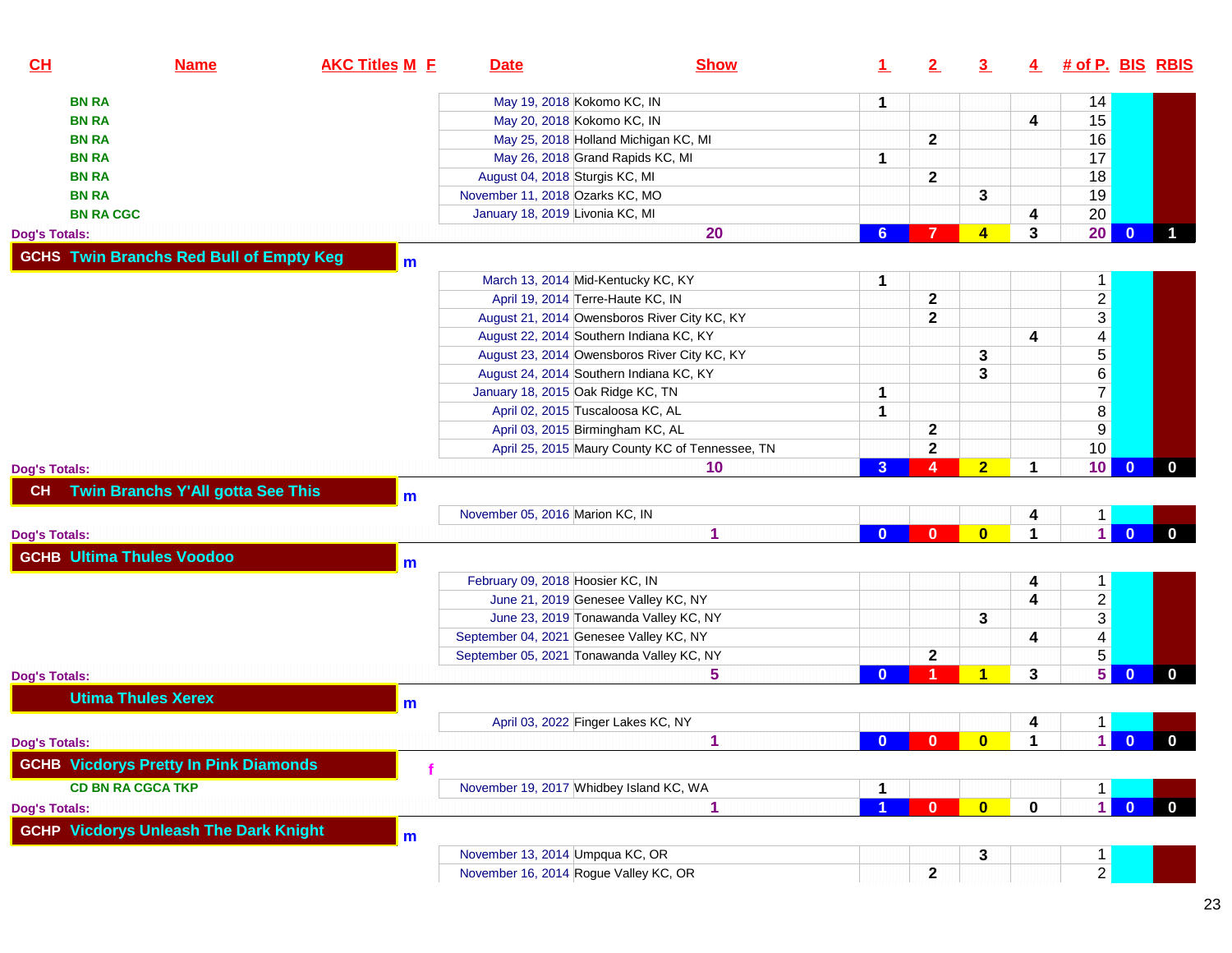| CH | Name | AKC Titles | M | F | Date | Show | 1 | 2 | 3 | 4 | # of P. | BIS | RBIS |
|---|---|---|---|---|---|---|---|---|---|---|---|---|---|
| | BN RA | | | | May 19, 2018 | Kokomo KC, IN | 1 | | | | 14 | | |
| | BN RA | | | | May 20, 2018 | Kokomo KC, IN | | | | 4 | 15 | | |
| | BN RA | | | | May 25, 2018 | Holland Michigan KC, MI | | 2 | | | 16 | | |
| | BN RA | | | | May 26, 2018 | Grand Rapids KC, MI | 1 | | | | 17 | | |
| | BN RA | | | | August 04, 2018 | Sturgis KC, MI | | 2 | | | 18 | | |
| | BN RA | | | | November 11, 2018 | Ozarks KC, MO | | | 3 | | 19 | | |
| | BN RA CGC | | | | January 18, 2019 | Livonia KC, MI | | | | 4 | 20 | | |
| Dog's Totals: | | | | | | 20 | 6 | 7 | 4 | 3 | 20 | 0 | 1 |
| GCHS | Twin Branchs Red Bull of Empty Keg | | m | | | | | | | | | | |
| | | | | | March 13, 2014 | Mid-Kentucky KC, KY | 1 | | | | 1 | | |
| | | | | | April 19, 2014 | Terre-Haute KC, IN | | 2 | | | 2 | | |
| | | | | | August 21, 2014 | Owensboros River City KC, KY | | 2 | | | 3 | | |
| | | | | | August 22, 2014 | Southern Indiana KC, KY | | | | 4 | 4 | | |
| | | | | | August 23, 2014 | Owensboros River City KC, KY | | | 3 | | 5 | | |
| | | | | | August 24, 2014 | Southern Indiana KC, KY | | | 3 | | 6 | | |
| | | | | | January 18, 2015 | Oak Ridge KC, TN | 1 | | | | 7 | | |
| | | | | | April 02, 2015 | Tuscaloosa KC, AL | 1 | | | | 8 | | |
| | | | | | April 03, 2015 | Birmingham KC, AL | | 2 | | | 9 | | |
| | | | | | April 25, 2015 | Maury County KC of Tennessee, TN | | 2 | | | 10 | | |
| Dog's Totals: | | | | | | 10 | 3 | 4 | 2 | 1 | 10 | 0 | 0 |
| CH | Twin Branchs Y'All gotta See This | | m | | | | | | | | | | |
| | | | | | November 05, 2016 | Marion KC, IN | | | | 4 | 1 | | |
| Dog's Totals: | | | | | | 1 | 0 | 0 | 0 | 1 | 1 | 0 | 0 |
| GCHB | Ultima Thules Voodoo | | m | | | | | | | | | | |
| | | | | | February 09, 2018 | Hoosier KC, IN | | | | 4 | 1 | | |
| | | | | | June 21, 2019 | Genesee Valley KC, NY | | | | 4 | 2 | | |
| | | | | | June 23, 2019 | Tonawanda Valley KC, NY | | | 3 | | 3 | | |
| | | | | | September 04, 2021 | Genesee Valley KC, NY | | | | 4 | 4 | | |
| | | | | | September 05, 2021 | Tonawanda Valley KC, NY | | 2 | | | 5 | | |
| Dog's Totals: | | | | | | 5 | 0 | 1 | 1 | 3 | 5 | 0 | 0 |
| | Utima Thules Xerex | | m | | | | | | | | | | |
| | | | | | April 03, 2022 | Finger Lakes KC, NY | | | | 4 | 1 | | |
| Dog's Totals: | | | | | | 1 | 0 | 0 | 0 | 1 | 1 | 0 | 0 |
| GCHB | Vicdorys Pretty In Pink Diamonds | | | f | | | | | | | | | |
| | CD BN RA CGCA TKP | | | | November 19, 2017 | Whidbey Island KC, WA | 1 | | | | 1 | | |
| Dog's Totals: | | | | | | 1 | 1 | 0 | 0 | 0 | 1 | 0 | 0 |
| GCHP | Vicdorys Unleash The Dark Knight | | m | | | | | | | | | | |
| | | | | | November 13, 2014 | Umpqua KC, OR | | | 3 | | 1 | | |
| | | | | | November 16, 2014 | Rogue Valley KC, OR | | 2 | | | 2 | | |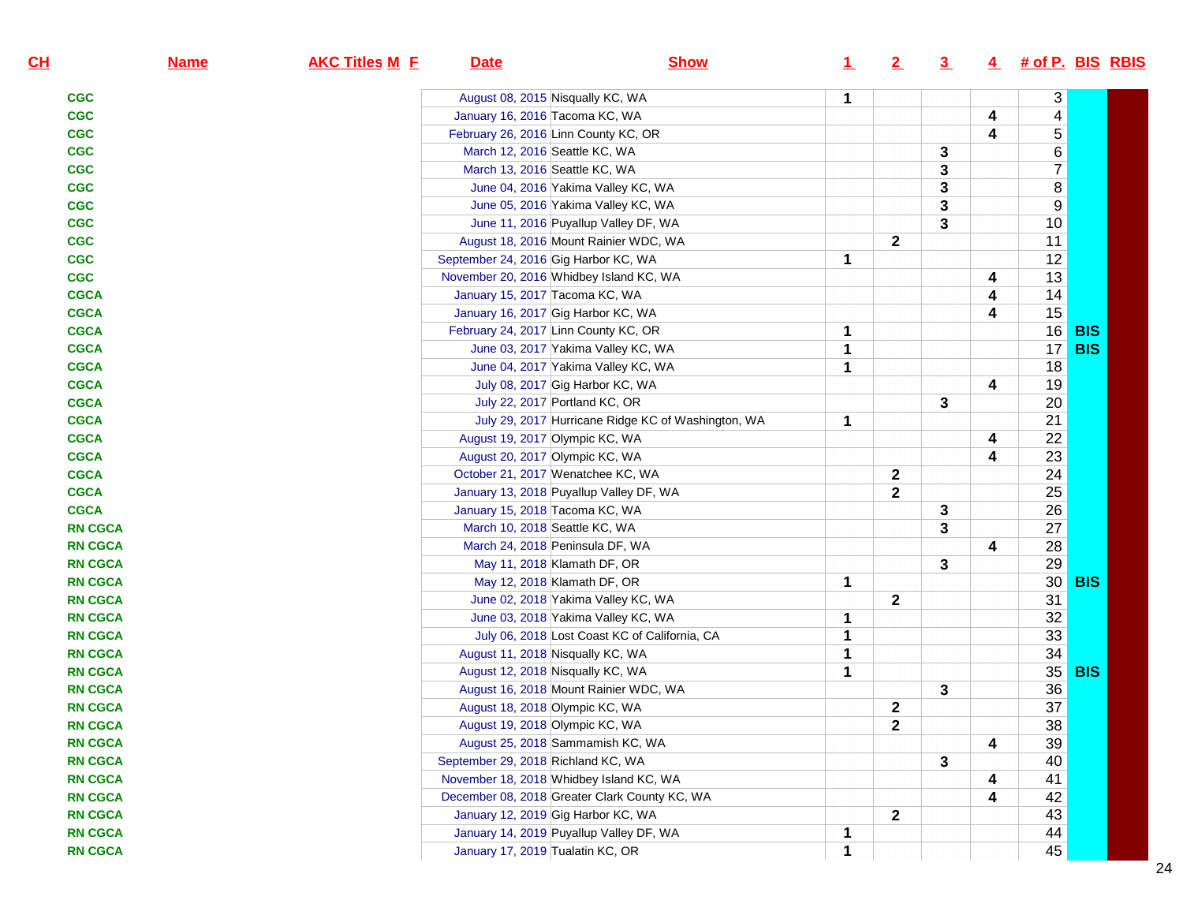| CH | Name | AKC Titles | M | F | Date | Show | 1 | 2 | 3 | 4 | # of P. | BIS | RBIS |
|---|---|---|---|---|---|---|---|---|---|---|---|---|---|
| | | CGC | | | August 08, 2015 | Nisqually KC, WA | 1 | | | | 3 | | |
| | | CGC | | | January 16, 2016 | Tacoma KC, WA | | | | 4 | 4 | | |
| | | CGC | | | February 26, 2016 | Linn County KC, OR | | | | 4 | 5 | | |
| | | CGC | | | March 12, 2016 | Seattle KC, WA | | | 3 | | 6 | | |
| | | CGC | | | March 13, 2016 | Seattle KC, WA | | | 3 | | 7 | | |
| | | CGC | | | June 04, 2016 | Yakima Valley KC, WA | | | 3 | | 8 | | |
| | | CGC | | | June 05, 2016 | Yakima Valley KC, WA | | | 3 | | 9 | | |
| | | CGC | | | June 11, 2016 | Puyallup Valley DF, WA | | | 3 | | 10 | | |
| | | CGC | | | August 18, 2016 | Mount Rainier WDC, WA | | 2 | | | 11 | | |
| | | CGC | | | September 24, 2016 | Gig Harbor KC, WA | 1 | | | | 12 | | |
| | | CGC | | | November 20, 2016 | Whidbey Island KC, WA | | | | 4 | 13 | | |
| | | CGCA | | | January 15, 2017 | Tacoma KC, WA | | | | 4 | 14 | | |
| | | CGCA | | | January 16, 2017 | Gig Harbor KC, WA | | | | 4 | 15 | | |
| | | CGCA | | | February 24, 2017 | Linn County KC, OR | 1 | | | | 16 | BIS | |
| | | CGCA | | | June 03, 2017 | Yakima Valley KC, WA | 1 | | | | 17 | BIS | |
| | | CGCA | | | June 04, 2017 | Yakima Valley KC, WA | 1 | | | | 18 | | |
| | | CGCA | | | July 08, 2017 | Gig Harbor KC, WA | | | | 4 | 19 | | |
| | | CGCA | | | July 22, 2017 | Portland KC, OR | | | 3 | | 20 | | |
| | | CGCA | | | July 29, 2017 | Hurricane Ridge KC of Washington, WA | 1 | | | | 21 | | |
| | | CGCA | | | August 19, 2017 | Olympic KC, WA | | | | 4 | 22 | | |
| | | CGCA | | | August 20, 2017 | Olympic KC, WA | | | | 4 | 23 | | |
| | | CGCA | | | October 21, 2017 | Wenatchee KC, WA | | 2 | | | 24 | | |
| | | CGCA | | | January 13, 2018 | Puyallup Valley DF, WA | | 2 | | | 25 | | |
| | | CGCA | | | January 15, 2018 | Tacoma KC, WA | | | 3 | | 26 | | |
| | | RN CGCA | | | March 10, 2018 | Seattle KC, WA | | | 3 | | 27 | | |
| | | RN CGCA | | | March 24, 2018 | Peninsula DF, WA | | | | 4 | 28 | | |
| | | RN CGCA | | | May 11, 2018 | Klamath DF, OR | | | 3 | | 29 | | |
| | | RN CGCA | | | May 12, 2018 | Klamath DF, OR | 1 | | | | 30 | BIS | |
| | | RN CGCA | | | June 02, 2018 | Yakima Valley KC, WA | | 2 | | | 31 | | |
| | | RN CGCA | | | June 03, 2018 | Yakima Valley KC, WA | 1 | | | | 32 | | |
| | | RN CGCA | | | July 06, 2018 | Lost Coast KC of California, CA | 1 | | | | 33 | | |
| | | RN CGCA | | | August 11, 2018 | Nisqually KC, WA | 1 | | | | 34 | | |
| | | RN CGCA | | | August 12, 2018 | Nisqually KC, WA | 1 | | | | 35 | BIS | |
| | | RN CGCA | | | August 16, 2018 | Mount Rainier WDC, WA | | | 3 | | 36 | | |
| | | RN CGCA | | | August 18, 2018 | Olympic KC, WA | | 2 | | | 37 | | |
| | | RN CGCA | | | August 19, 2018 | Olympic KC, WA | | 2 | | | 38 | | |
| | | RN CGCA | | | August 25, 2018 | Sammamish KC, WA | | | | 4 | 39 | | |
| | | RN CGCA | | | September 29, 2018 | Richland KC, WA | | | 3 | | 40 | | |
| | | RN CGCA | | | November 18, 2018 | Whidbey Island KC, WA | | | | 4 | 41 | | |
| | | RN CGCA | | | December 08, 2018 | Greater Clark County KC, WA | | | | 4 | 42 | | |
| | | RN CGCA | | | January 12, 2019 | Gig Harbor KC, WA | | 2 | | | 43 | | |
| | | RN CGCA | | | January 14, 2019 | Puyallup Valley DF, WA | 1 | | | | 44 | | |
| | | RN CGCA | | | January 17, 2019 | Tualatin KC, OR | 1 | | | | 45 | | |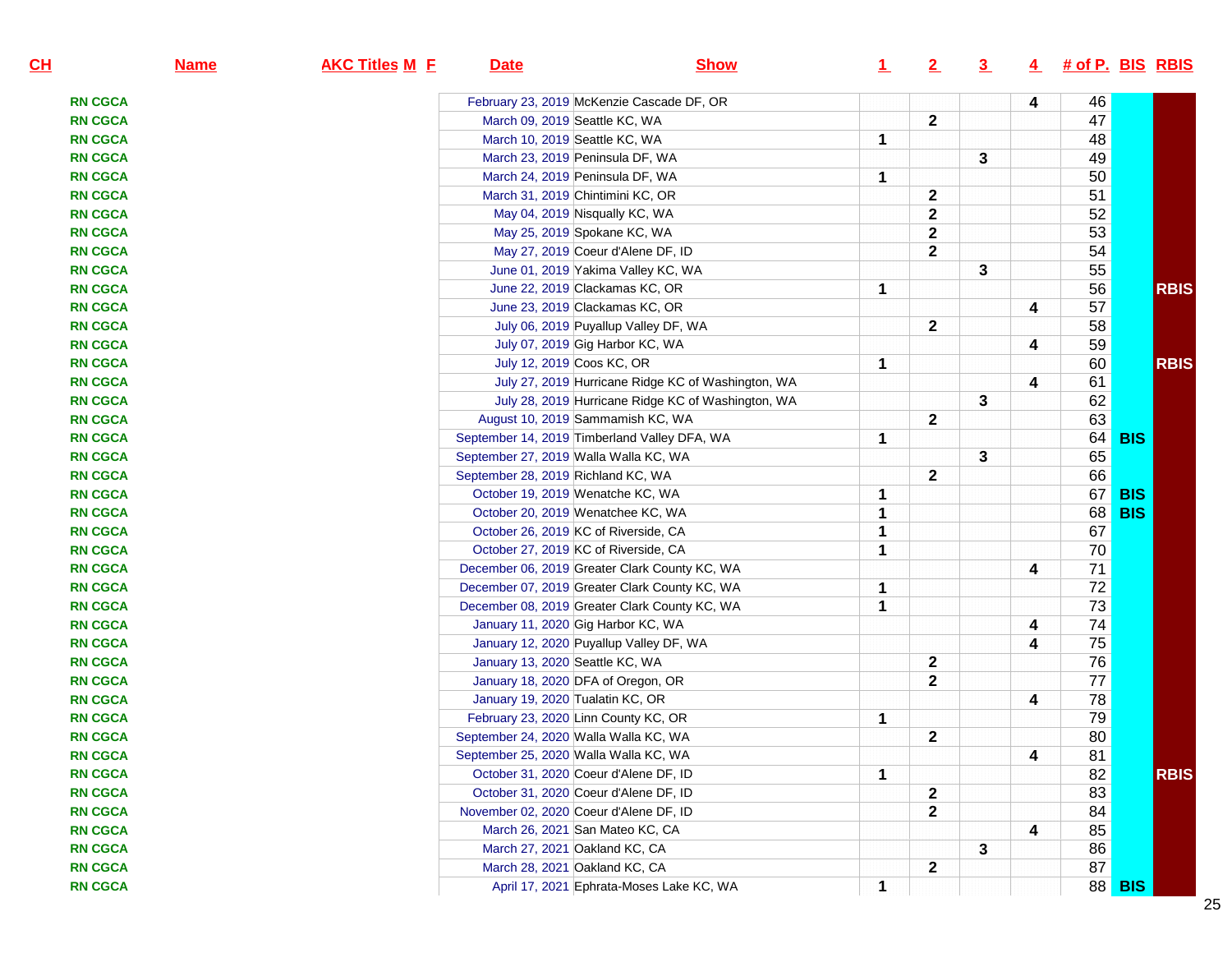| CH | Name | AKC Titles | M | F | Date | Show | 1 | 2 | 3 | 4 | # of P. | BIS | RBIS |
|---|---|---|---|---|---|---|---|---|---|---|---|---|---|
| RN CGCA | | | | | February 23, 2019 | McKenzie Cascade DF, OR | | | | 4 | 46 | | |
| RN CGCA | | | | | March 09, 2019 | Seattle KC, WA | | 2 | | | 47 | | |
| RN CGCA | | | | | March 10, 2019 | Seattle KC, WA | 1 | | | | 48 | | |
| RN CGCA | | | | | March 23, 2019 | Peninsula DF, WA | | | 3 | | 49 | | |
| RN CGCA | | | | | March 24, 2019 | Peninsula DF, WA | 1 | | | | 50 | | |
| RN CGCA | | | | | March 31, 2019 | Chintimini KC, OR | | 2 | | | 51 | | |
| RN CGCA | | | | | May 04, 2019 | Nisqually KC, WA | | 2 | | | 52 | | |
| RN CGCA | | | | | May 25, 2019 | Spokane KC, WA | | 2 | | | 53 | | |
| RN CGCA | | | | | May 27, 2019 | Coeur d'Alene DF, ID | | 2 | | | 54 | | |
| RN CGCA | | | | | June 01, 2019 | Yakima Valley KC, WA | | | 3 | | 55 | | |
| RN CGCA | | | | | June 22, 2019 | Clackamas KC, OR | 1 | | | | 56 | | RBIS |
| RN CGCA | | | | | June 23, 2019 | Clackamas KC, OR | | | | 4 | 57 | | |
| RN CGCA | | | | | July 06, 2019 | Puyallup Valley DF, WA | | 2 | | | 58 | | |
| RN CGCA | | | | | July 07, 2019 | Gig Harbor KC, WA | | | | 4 | 59 | | |
| RN CGCA | | | | | July 12, 2019 | Coos KC, OR | 1 | | | | 60 | | RBIS |
| RN CGCA | | | | | July 27, 2019 | Hurricane Ridge KC of Washington, WA | | | | 4 | 61 | | |
| RN CGCA | | | | | July 28, 2019 | Hurricane Ridge KC of Washington, WA | | | 3 | | 62 | | |
| RN CGCA | | | | | August 10, 2019 | Sammamish KC, WA | | 2 | | | 63 | | |
| RN CGCA | | | | | September 14, 2019 | Timberland Valley DFA, WA | 1 | | | | 64 | BIS | |
| RN CGCA | | | | | September 27, 2019 | Walla Walla KC, WA | | | 3 | | 65 | | |
| RN CGCA | | | | | September 28, 2019 | Richland KC, WA | | 2 | | | 66 | | |
| RN CGCA | | | | | October 19, 2019 | Wenatche KC, WA | 1 | | | | 67 | BIS | |
| RN CGCA | | | | | October 20, 2019 | Wenatchee KC, WA | 1 | | | | 68 | BIS | |
| RN CGCA | | | | | October 26, 2019 | KC of Riverside, CA | 1 | | | | 67 | | |
| RN CGCA | | | | | October 27, 2019 | KC of Riverside, CA | 1 | | | | 70 | | |
| RN CGCA | | | | | December 06, 2019 | Greater Clark County KC, WA | | | | 4 | 71 | | |
| RN CGCA | | | | | December 07, 2019 | Greater Clark County KC, WA | 1 | | | | 72 | | |
| RN CGCA | | | | | December 08, 2019 | Greater Clark County KC, WA | 1 | | | | 73 | | |
| RN CGCA | | | | | January 11, 2020 | Gig Harbor KC, WA | | | | 4 | 74 | | |
| RN CGCA | | | | | January 12, 2020 | Puyallup Valley DF, WA | | | | 4 | 75 | | |
| RN CGCA | | | | | January 13, 2020 | Seattle KC, WA | | 2 | | | 76 | | |
| RN CGCA | | | | | January 18, 2020 | DFA of Oregon, OR | | 2 | | | 77 | | |
| RN CGCA | | | | | January 19, 2020 | Tualatin KC, OR | | | | 4 | 78 | | |
| RN CGCA | | | | | February 23, 2020 | Linn County KC, OR | 1 | | | | 79 | | |
| RN CGCA | | | | | September 24, 2020 | Walla Walla KC, WA | | 2 | | | 80 | | |
| RN CGCA | | | | | September 25, 2020 | Walla Walla KC, WA | | | | 4 | 81 | | |
| RN CGCA | | | | | October 31, 2020 | Coeur d'Alene DF, ID | 1 | | | | 82 | | RBIS |
| RN CGCA | | | | | October 31, 2020 | Coeur d'Alene DF, ID | | 2 | | | 83 | | |
| RN CGCA | | | | | November 02, 2020 | Coeur d'Alene DF, ID | | 2 | | | 84 | | |
| RN CGCA | | | | | March 26, 2021 | San Mateo KC, CA | | | | 4 | 85 | | |
| RN CGCA | | | | | March 27, 2021 | Oakland KC, CA | | | 3 | | 86 | | |
| RN CGCA | | | | | March 28, 2021 | Oakland KC, CA | | 2 | | | 87 | | |
| RN CGCA | | | | | April 17, 2021 | Ephrata-Moses Lake KC, WA | 1 | | | | 88 | BIS | |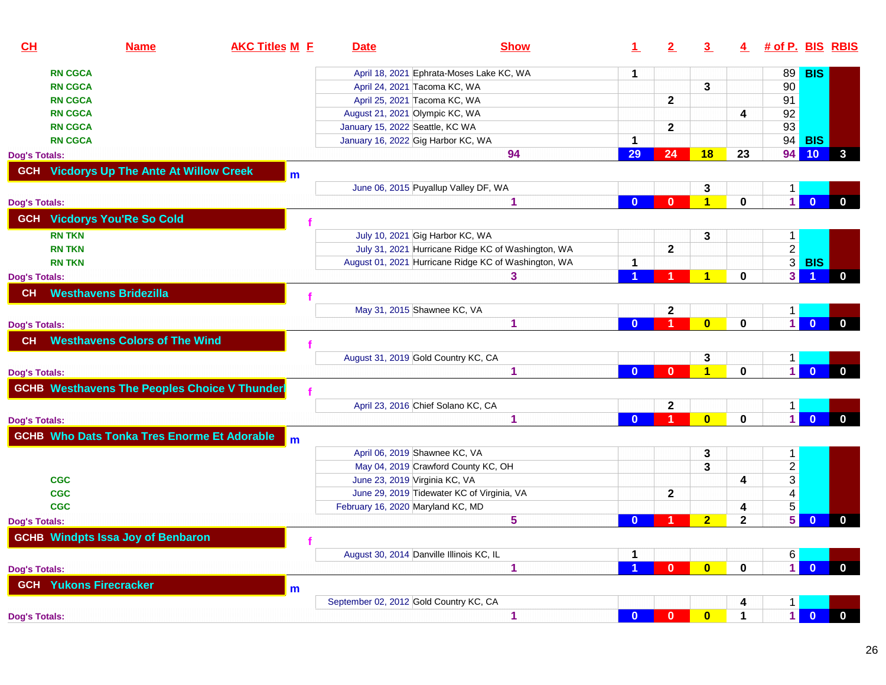| CH | Name | AKC Titles | M | F | Date | Show | 1 | 2 | 3 | 4 | # of P. | BIS | RBIS |
|---|---|---|---|---|---|---|---|---|---|---|---|---|---|
| | RN CGCA | | | | April 18, 2021 | Ephrata-Moses Lake KC, WA | 1 | | | | 89 | BIS | |
| | RN CGCA | | | | April 24, 2021 | Tacoma KC, WA | | | 3 | | 90 | | |
| | RN CGCA | | | | April 25, 2021 | Tacoma KC, WA | | 2 | | | 91 | | |
| | RN CGCA | | | | August 21, 2021 | Olympic KC, WA | | | | 4 | 92 | | |
| | RN CGCA | | | | January 15, 2022 | Seattle, KC WA | | 2 | | | 93 | | |
| | RN CGCA | | | | January 16, 2022 | Gig Harbor KC, WA | 1 | | | | 94 | BIS | |
| Dog's Totals: | | | | | | 94 | 29 | 24 | 18 | 23 | 94 | 10 | 3 |
| GCH | Vicdorys Up The Ante At Willow Creek | | m | | | | | | | | | | |
| | | | | | June 06, 2015 | Puyallup Valley DF, WA | | | 3 | | 1 | | |
| Dog's Totals: | | | | | | 1 | 0 | 0 | 1 | 0 | 1 | 0 | 0 |
| GCH | Vicdorys You'Re So Cold | | | f | | | | | | | | | |
| | RN TKN | | | | July 10, 2021 | Gig Harbor KC, WA | | | 3 | | 1 | | |
| | RN TKN | | | | July 31, 2021 | Hurricane Ridge KC of Washington, WA | | 2 | | | 2 | | |
| | RN TKN | | | | August 01, 2021 | Hurricane Ridge KC of Washington, WA | 1 | | | | 3 | BIS | |
| Dog's Totals: | | | | | | 3 | 1 | 1 | 1 | 0 | 3 | 1 | 0 |
| CH | Westhavens Bridezilla | | | f | | | | | | | | | |
| | | | | | May 31, 2015 | Shawnee KC, VA | | 2 | | | 1 | | |
| Dog's Totals: | | | | | | 1 | 0 | 1 | 0 | 0 | 1 | 0 | 0 |
| CH | Westhavens Colors of The Wind | | | f | | | | | | | | | |
| | | | | | August 31, 2019 | Gold Country KC, CA | | | 3 | | 1 | | |
| Dog's Totals: | | | | | | 1 | 0 | 0 | 1 | 0 | 1 | 0 | 0 |
| GCHB | Westhavens The Peoples Choice V Thunderl | | | f | | | | | | | | | |
| | | | | | April 23, 2016 | Chief Solano KC, CA | | 2 | | | 1 | | |
| Dog's Totals: | | | | | | 1 | 0 | 1 | 0 | 0 | 1 | 0 | 0 |
| GCHB | Who Dats Tonka Tres Enorme Et Adorable | | m | | | | | | | | | | |
| | | | | | April 06, 2019 | Shawnee KC, VA | | | 3 | | 1 | | |
| | | | | | May 04, 2019 | Crawford County KC, OH | | | 3 | | 2 | | |
| | CGC | | | | June 23, 2019 | Virginia KC, VA | | | | 4 | 3 | | |
| | CGC | | | | June 29, 2019 | Tidewater KC of Virginia, VA | | 2 | | | 4 | | |
| | CGC | | | | February 16, 2020 | Maryland KC, MD | | | | 4 | 5 | | |
| Dog's Totals: | | | | | | 5 | 0 | 1 | 2 | 2 | 5 | 0 | 0 |
| GCHB | Windpts Issa Joy of Benbaron | | | f | | | | | | | | | |
| | | | | | August 30, 2014 | Danville Illinois KC, IL | 1 | | | | 6 | | |
| Dog's Totals: | | | | | | 1 | 1 | 0 | 0 | 0 | 1 | 0 | 0 |
| GCH | Yukons Firecracker | | m | | | | | | | | | | |
| | | | | | September 02, 2012 | Gold Country KC, CA | | | | 4 | 1 | | |
| Dog's Totals: | | | | | | 1 | 0 | 0 | 0 | 1 | 1 | 0 | 0 |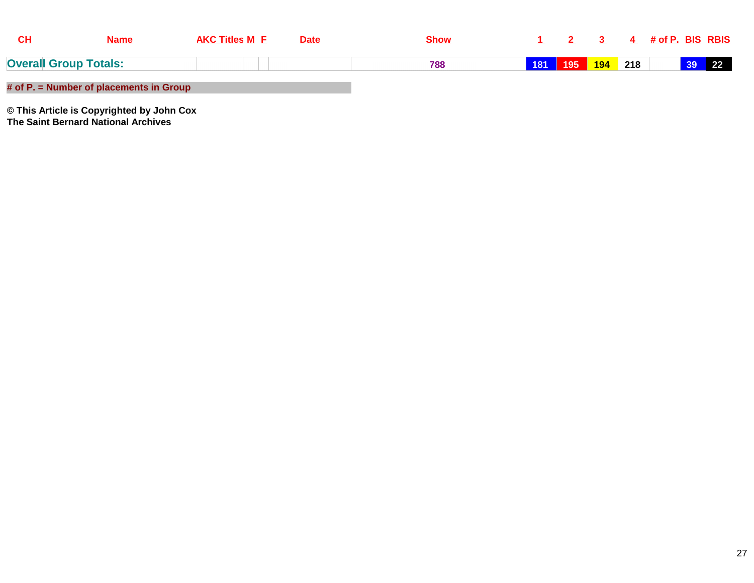| CH | Name | AKC Titles | M | F | Date | Show | 1 | 2 | 3 | 4 | # of P. | BIS | RBIS |
|---|---|---|---|---|---|---|---|---|---|---|---|---|---|
| **Overall Group Totals:** | | | | | | 788 | 181 | 195 | 194 | 218 | | 39 | 22 |

**# of P. = Number of placements in Group**

**© This Article is Copyrighted by John Cox**
**The Saint Bernard National Archives**